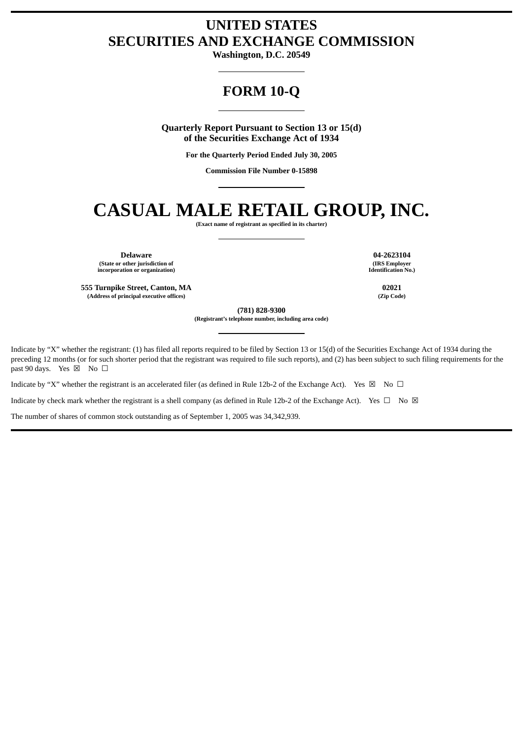# UNITED STATES
# SECURITIES AND EXCHANGE COMMISSION

**Washington, D.C. 20549**

## FORM 10-Q

**Quarterly Report Pursuant to Section 13 or 15(d)**
**of the Securities Exchange Act of 1934**

**For the Quarterly Period Ended July 30, 2005**

**Commission File Number 0-15898**

# CASUAL MALE RETAIL GROUP, INC.

**(Exact name of registrant as specified in its charter)**

| | |
|---|---|
| **Delaware** | **04-2623104** |
| **(State or other jurisdiction of incorporation or organization)** | **(IRS Employer Identification No.)** |
| **555 Turnpike Street, Canton, MA** | **02021** |
| **(Address of principal executive offices)** | **(Zip Code)** |

**(781) 828-9300**
**(Registrant's telephone number, including area code)**

Indicate by "X" whether the registrant: (1) has filed all reports required to be filed by Section 13 or 15(d) of the Securities Exchange Act of 1934 during the preceding 12 months (or for such shorter period that the registrant was required to file such reports), and (2) has been subject to such filing requirements for the past 90 days. Yes ☒ No ☐

Indicate by "X" whether the registrant is an accelerated filer (as defined in Rule 12b-2 of the Exchange Act). Yes ☒ No ☐

Indicate by check mark whether the registrant is a shell company (as defined in Rule 12b-2 of the Exchange Act). Yes ☐ No ☒

The number of shares of common stock outstanding as of September 1, 2005 was 34,342,939.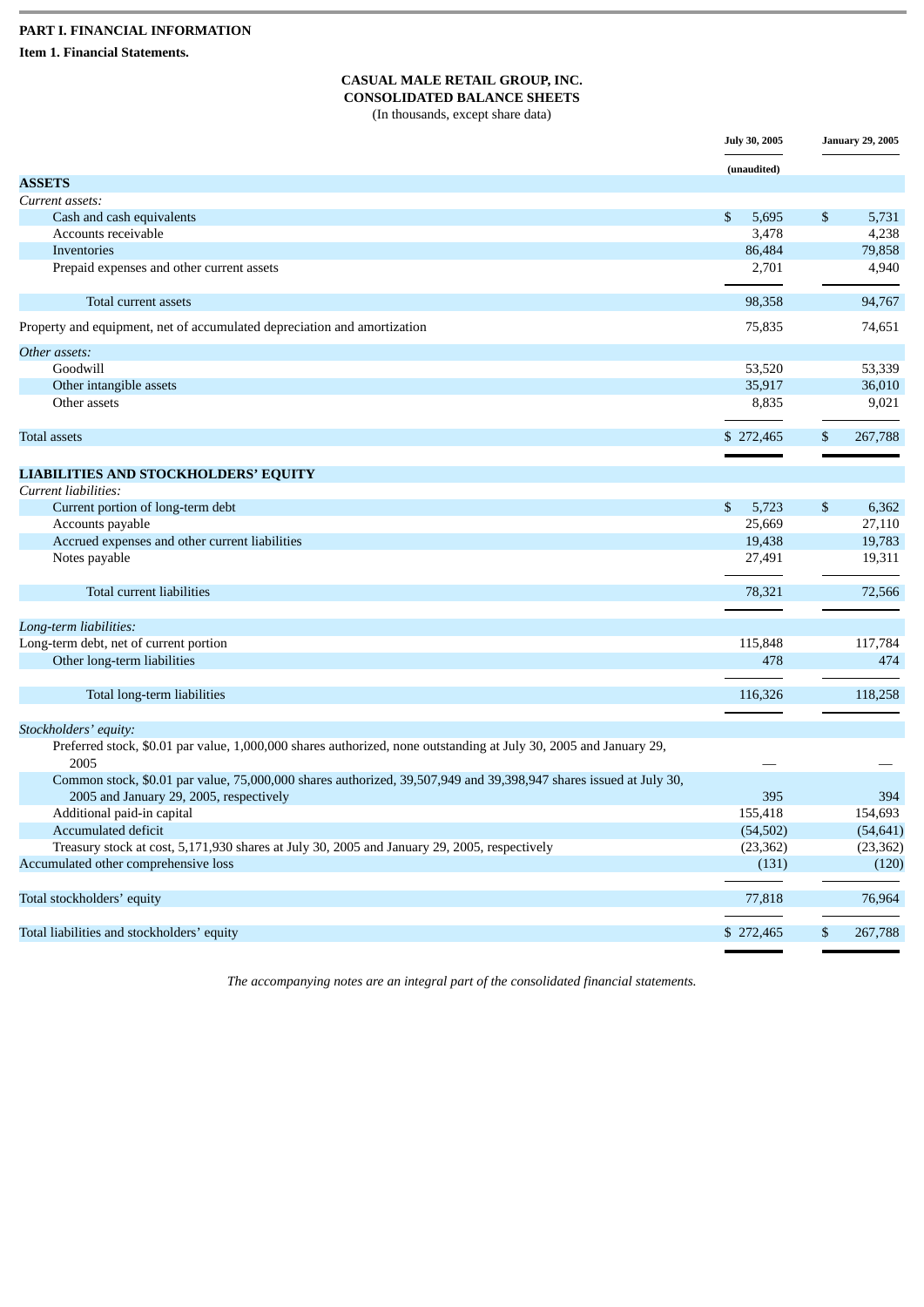**PART I. FINANCIAL INFORMATION**

**Item 1. Financial Statements.**

**CASUAL MALE RETAIL GROUP, INC.**
**CONSOLIDATED BALANCE SHEETS**
(In thousands, except share data)

| | July 30, 2005 | January 29, 2005 |
|---|---|---|
| | (unaudited) | |
| **ASSETS** | | |
| *Current assets:* | | |
| Cash and cash equivalents | $ 5,695 | $ 5,731 |
| Accounts receivable | 3,478 | 4,238 |
| Inventories | 86,484 | 79,858 |
| Prepaid expenses and other current assets | 2,701 | 4,940 |
| Total current assets | 98,358 | 94,767 |
| Property and equipment, net of accumulated depreciation and amortization | 75,835 | 74,651 |
| *Other assets:* | | |
| Goodwill | 53,520 | 53,339 |
| Other intangible assets | 35,917 | 36,010 |
| Other assets | 8,835 | 9,021 |
| Total assets | $ 272,465 | $ 267,788 |
| **LIABILITIES AND STOCKHOLDERS' EQUITY** | | |
| *Current liabilities:* | | |
| Current portion of long-term debt | $ 5,723 | $ 6,362 |
| Accounts payable | 25,669 | 27,110 |
| Accrued expenses and other current liabilities | 19,438 | 19,783 |
| Notes payable | 27,491 | 19,311 |
| Total current liabilities | 78,321 | 72,566 |
| *Long-term liabilities:* | | |
| Long-term debt, net of current portion | 115,848 | 117,784 |
| Other long-term liabilities | 478 | 474 |
| Total long-term liabilities | 116,326 | 118,258 |
| *Stockholders' equity:* | | |
| Preferred stock, $0.01 par value, 1,000,000 shares authorized, none outstanding at July 30, 2005 and January 29, 2005 | — | — |
| Common stock, $0.01 par value, 75,000,000 shares authorized, 39,507,949 and 39,398,947 shares issued at July 30, 2005 and January 29, 2005, respectively | 395 | 394 |
| Additional paid-in capital | 155,418 | 154,693 |
| Accumulated deficit | (54,502) | (54,641) |
| Treasury stock at cost, 5,171,930 shares at July 30, 2005 and January 29, 2005, respectively | (23,362) | (23,362) |
| Accumulated other comprehensive loss | (131) | (120) |
| Total stockholders' equity | 77,818 | 76,964 |
| Total liabilities and stockholders' equity | $ 272,465 | $ 267,788 |

*The accompanying notes are an integral part of the consolidated financial statements.*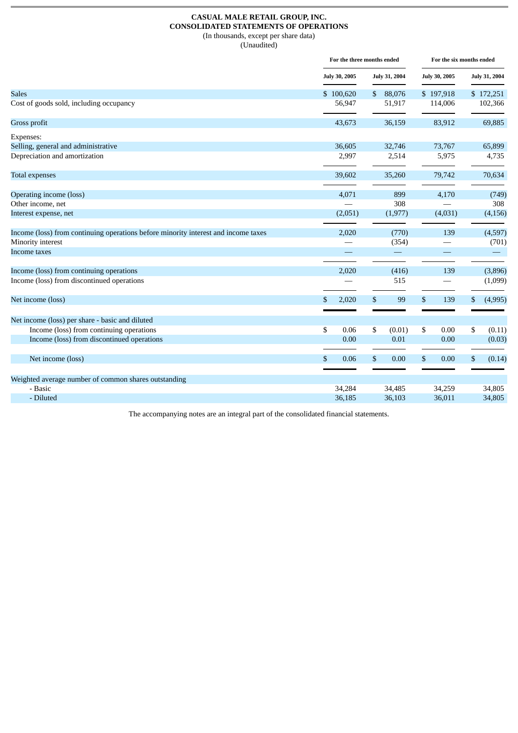**CASUAL MALE RETAIL GROUP, INC.**
**CONSOLIDATED STATEMENTS OF OPERATIONS**
(In thousands, except per share data)
(Unaudited)

| | For the three months ended | | For the six months ended | |
|---|---|---|---|---|
| | July 30, 2005 | July 31, 2004 | July 30, 2005 | July 31, 2004 |
| Sales | $ 100,620 | $ 88,076 | $ 197,918 | $ 172,251 |
| Cost of goods sold, including occupancy | 56,947 | 51,917 | 114,006 | 102,366 |
| Gross profit | 43,673 | 36,159 | 83,912 | 69,885 |
| Expenses: | | | | |
| Selling, general and administrative | 36,605 | 32,746 | 73,767 | 65,899 |
| Depreciation and amortization | 2,997 | 2,514 | 5,975 | 4,735 |
| Total expenses | 39,602 | 35,260 | 79,742 | 70,634 |
| Operating income (loss) | 4,071 | 899 | 4,170 | (749) |
| Other income, net | — | 308 | — | 308 |
| Interest expense, net | (2,051) | (1,977) | (4,031) | (4,156) |
| Income (loss) from continuing operations before minority interest and income taxes | 2,020 | (770) | 139 | (4,597) |
| Minority interest | — | (354) | — | (701) |
| Income taxes | — | — | — | — |
| Income (loss) from continuing operations | 2,020 | (416) | 139 | (3,896) |
| Income (loss) from discontinued operations | — | 515 | — | (1,099) |
| Net income (loss) | $ 2,020 | $ 99 | $ 139 | $ (4,995) |
| Net income (loss) per share - basic and diluted | | | | |
| Income (loss) from continuing operations | $ 0.06 | $ (0.01) | $ 0.00 | $ (0.11) |
| Income (loss) from discontinued operations | 0.00 | 0.01 | 0.00 | (0.03) |
| Net income (loss) | $ 0.06 | $ 0.00 | $ 0.00 | $ (0.14) |
| Weighted average number of common shares outstanding | | | | |
| - Basic | 34,284 | 34,485 | 34,259 | 34,805 |
| - Diluted | 36,185 | 36,103 | 36,011 | 34,805 |

The accompanying notes are an integral part of the consolidated financial statements.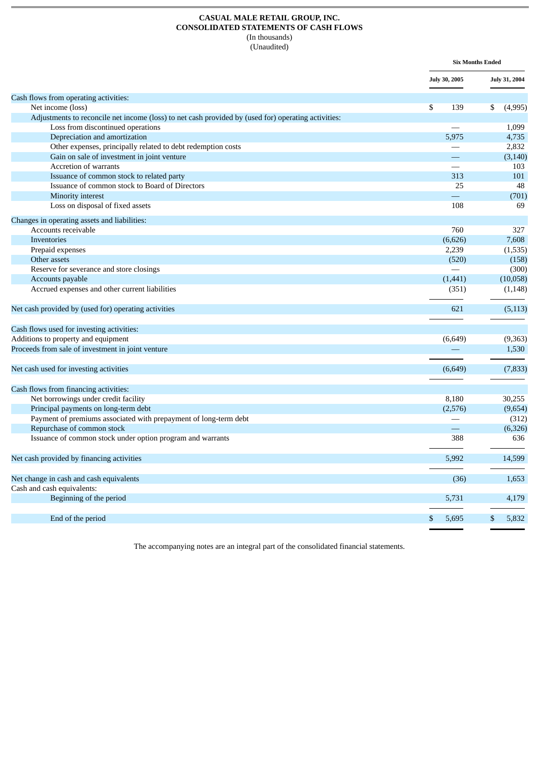**CASUAL MALE RETAIL GROUP, INC.**
**CONSOLIDATED STATEMENTS OF CASH FLOWS**
(In thousands)
(Unaudited)

| | Six Months Ended | |
|---|---|---|
| | July 30, 2005 | July 31, 2004 |
| Cash flows from operating activities: | | |
| Net income (loss) | $ 139 | $ (4,995) |
| Adjustments to reconcile net income (loss) to net cash provided by (used for) operating activities: | | |
| Loss from discontinued operations | — | 1,099 |
| Depreciation and amortization | 5,975 | 4,735 |
| Other expenses, principally related to debt redemption costs | — | 2,832 |
| Gain on sale of investment in joint venture | — | (3,140) |
| Accretion of warrants | — | 103 |
| Issuance of common stock to related party | 313 | 101 |
| Issuance of common stock to Board of Directors | 25 | 48 |
| Minority interest | — | (701) |
| Loss on disposal of fixed assets | 108 | 69 |
| Changes in operating assets and liabilities: | | |
| Accounts receivable | 760 | 327 |
| Inventories | (6,626) | 7,608 |
| Prepaid expenses | 2,239 | (1,535) |
| Other assets | (520) | (158) |
| Reserve for severance and store closings | — | (300) |
| Accounts payable | (1,441) | (10,058) |
| Accrued expenses and other current liabilities | (351) | (1,148) |
| Net cash provided by (used for) operating activities | 621 | (5,113) |
| Cash flows used for investing activities: | | |
| Additions to property and equipment | (6,649) | (9,363) |
| Proceeds from sale of investment in joint venture | — | 1,530 |
| Net cash used for investing activities | (6,649) | (7,833) |
| Cash flows from financing activities: | | |
| Net borrowings under credit facility | 8,180 | 30,255 |
| Principal payments on long-term debt | (2,576) | (9,654) |
| Payment of premiums associated with prepayment of long-term debt | — | (312) |
| Repurchase of common stock | — | (6,326) |
| Issuance of common stock under option program and warrants | 388 | 636 |
| Net cash provided by financing activities | 5,992 | 14,599 |
| Net change in cash and cash equivalents | (36) | 1,653 |
| Cash and cash equivalents: | | |
| Beginning of the period | 5,731 | 4,179 |
| End of the period | $ 5,695 | $ 5,832 |

The accompanying notes are an integral part of the consolidated financial statements.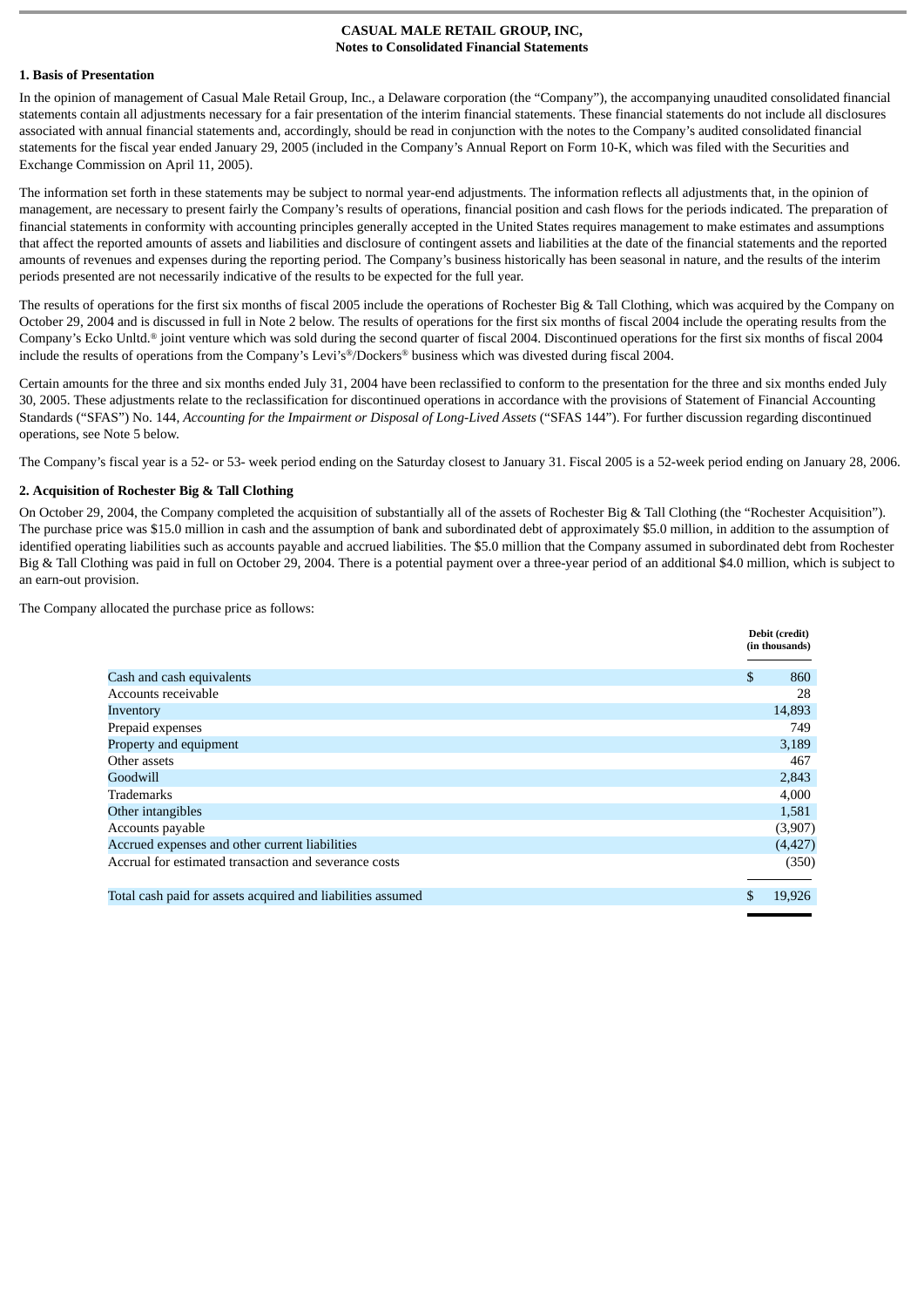**CASUAL MALE RETAIL GROUP, INC,**
**Notes to Consolidated Financial Statements**

**1. Basis of Presentation**

In the opinion of management of Casual Male Retail Group, Inc., a Delaware corporation (the "Company"), the accompanying unaudited consolidated financial statements contain all adjustments necessary for a fair presentation of the interim financial statements. These financial statements do not include all disclosures associated with annual financial statements and, accordingly, should be read in conjunction with the notes to the Company's audited consolidated financial statements for the fiscal year ended January 29, 2005 (included in the Company's Annual Report on Form 10-K, which was filed with the Securities and Exchange Commission on April 11, 2005).

The information set forth in these statements may be subject to normal year-end adjustments. The information reflects all adjustments that, in the opinion of management, are necessary to present fairly the Company's results of operations, financial position and cash flows for the periods indicated. The preparation of financial statements in conformity with accounting principles generally accepted in the United States requires management to make estimates and assumptions that affect the reported amounts of assets and liabilities and disclosure of contingent assets and liabilities at the date of the financial statements and the reported amounts of revenues and expenses during the reporting period. The Company's business historically has been seasonal in nature, and the results of the interim periods presented are not necessarily indicative of the results to be expected for the full year.

The results of operations for the first six months of fiscal 2005 include the operations of Rochester Big & Tall Clothing, which was acquired by the Company on October 29, 2004 and is discussed in full in Note 2 below. The results of operations for the first six months of fiscal 2004 include the operating results from the Company's Ecko Unltd.® joint venture which was sold during the second quarter of fiscal 2004. Discontinued operations for the first six months of fiscal 2004 include the results of operations from the Company's Levi's®/Dockers® business which was divested during fiscal 2004.

Certain amounts for the three and six months ended July 31, 2004 have been reclassified to conform to the presentation for the three and six months ended July 30, 2005. These adjustments relate to the reclassification for discontinued operations in accordance with the provisions of Statement of Financial Accounting Standards ("SFAS") No. 144, *Accounting for the Impairment or Disposal of Long-Lived Assets* ("SFAS 144"). For further discussion regarding discontinued operations, see Note 5 below.

The Company's fiscal year is a 52- or 53- week period ending on the Saturday closest to January 31. Fiscal 2005 is a 52-week period ending on January 28, 2006.

**2. Acquisition of Rochester Big & Tall Clothing**

On October 29, 2004, the Company completed the acquisition of substantially all of the assets of Rochester Big & Tall Clothing (the "Rochester Acquisition"). The purchase price was $15.0 million in cash and the assumption of bank and subordinated debt of approximately $5.0 million, in addition to the assumption of identified operating liabilities such as accounts payable and accrued liabilities. The $5.0 million that the Company assumed in subordinated debt from Rochester Big & Tall Clothing was paid in full on October 29, 2004. There is a potential payment over a three-year period of an additional $4.0 million, which is subject to an earn-out provision.

The Company allocated the purchase price as follows:

| | Debit (credit) (in thousands) |
|---|---|
| Cash and cash equivalents | $ 860 |
| Accounts receivable | 28 |
| Inventory | 14,893 |
| Prepaid expenses | 749 |
| Property and equipment | 3,189 |
| Other assets | 467 |
| Goodwill | 2,843 |
| Trademarks | 4,000 |
| Other intangibles | 1,581 |
| Accounts payable | (3,907) |
| Accrued expenses and other current liabilities | (4,427) |
| Accrual for estimated transaction and severance costs | (350) |
| Total cash paid for assets acquired and liabilities assumed | $ 19,926 |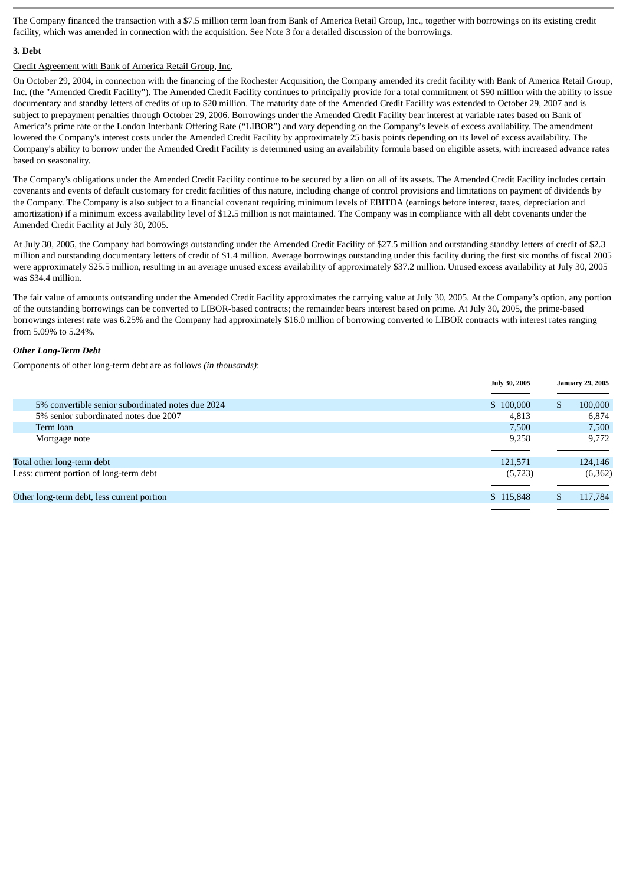The Company financed the transaction with a $7.5 million term loan from Bank of America Retail Group, Inc., together with borrowings on its existing credit facility, which was amended in connection with the acquisition. See Note 3 for a detailed discussion of the borrowings.

**3. Debt**

Credit Agreement with Bank of America Retail Group, Inc.

On October 29, 2004, in connection with the financing of the Rochester Acquisition, the Company amended its credit facility with Bank of America Retail Group, Inc. (the "Amended Credit Facility"). The Amended Credit Facility continues to principally provide for a total commitment of $90 million with the ability to issue documentary and standby letters of credits of up to $20 million. The maturity date of the Amended Credit Facility was extended to October 29, 2007 and is subject to prepayment penalties through October 29, 2006. Borrowings under the Amended Credit Facility bear interest at variable rates based on Bank of America's prime rate or the London Interbank Offering Rate ("LIBOR") and vary depending on the Company's levels of excess availability. The amendment lowered the Company's interest costs under the Amended Credit Facility by approximately 25 basis points depending on its level of excess availability. The Company's ability to borrow under the Amended Credit Facility is determined using an availability formula based on eligible assets, with increased advance rates based on seasonality.

The Company's obligations under the Amended Credit Facility continue to be secured by a lien on all of its assets. The Amended Credit Facility includes certain covenants and events of default customary for credit facilities of this nature, including change of control provisions and limitations on payment of dividends by the Company. The Company is also subject to a financial covenant requiring minimum levels of EBITDA (earnings before interest, taxes, depreciation and amortization) if a minimum excess availability level of $12.5 million is not maintained. The Company was in compliance with all debt covenants under the Amended Credit Facility at July 30, 2005.

At July 30, 2005, the Company had borrowings outstanding under the Amended Credit Facility of $27.5 million and outstanding standby letters of credit of $2.3 million and outstanding documentary letters of credit of $1.4 million. Average borrowings outstanding under this facility during the first six months of fiscal 2005 were approximately $25.5 million, resulting in an average unused excess availability of approximately $37.2 million. Unused excess availability at July 30, 2005 was $34.4 million.

The fair value of amounts outstanding under the Amended Credit Facility approximates the carrying value at July 30, 2005. At the Company's option, any portion of the outstanding borrowings can be converted to LIBOR-based contracts; the remainder bears interest based on prime. At July 30, 2005, the prime-based borrowings interest rate was 6.25% and the Company had approximately $16.0 million of borrowing converted to LIBOR contracts with interest rates ranging from 5.09% to 5.24%.

***Other Long-Term Debt***

Components of other long-term debt are as follows *(in thousands)*:

| | July 30, 2005 | January 29, 2005 |
|---|---|---|
| 5% convertible senior subordinated notes due 2024 | $ 100,000 | $ 100,000 |
| 5% senior subordinated notes due 2007 | 4,813 | 6,874 |
| Term loan | 7,500 | 7,500 |
| Mortgage note | 9,258 | 9,772 |
| Total other long-term debt | 121,571 | 124,146 |
| Less: current portion of long-term debt | (5,723) | (6,362) |
| Other long-term debt, less current portion | $ 115,848 | $ 117,784 |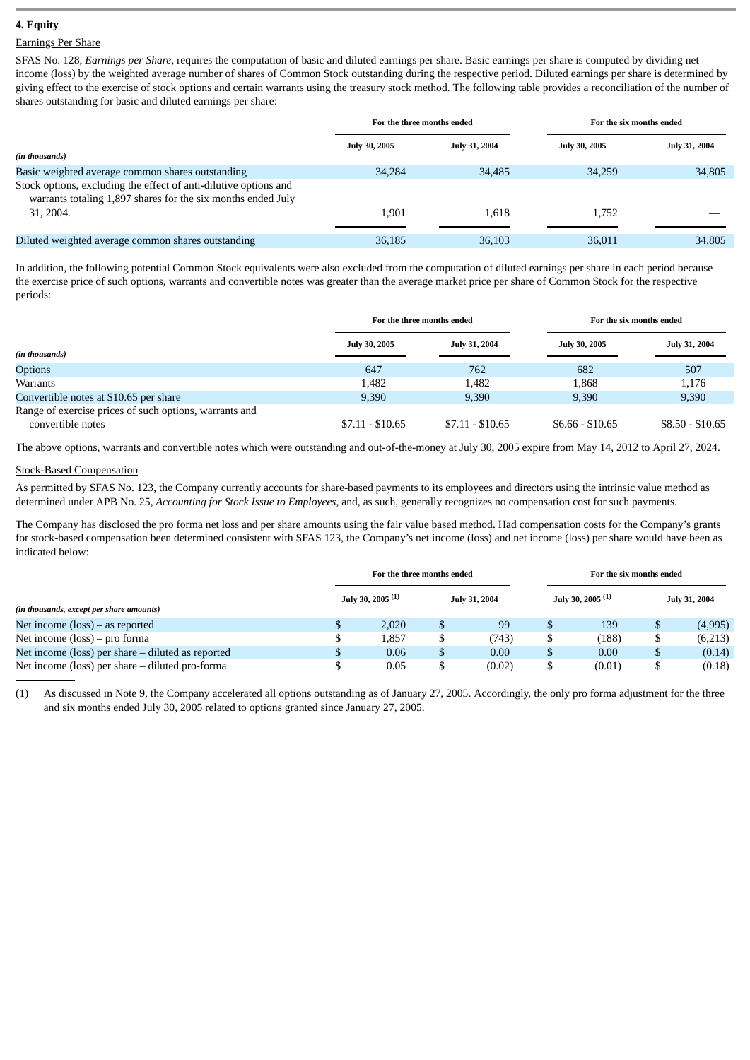### 4. Equity

Earnings Per Share

SFAS No. 128, *Earnings per Share*, requires the computation of basic and diluted earnings per share. Basic earnings per share is computed by dividing net income (loss) by the weighted average number of shares of Common Stock outstanding during the respective period. Diluted earnings per share is determined by giving effect to the exercise of stock options and certain warrants using the treasury stock method. The following table provides a reconciliation of the number of shares outstanding for basic and diluted earnings per share:

| | For the three months ended | | For the six months ended | |
|---|---|---|---|---|
| *(in thousands)* | July 30, 2005 | July 31, 2004 | July 30, 2005 | July 31, 2004 |
| Basic weighted average common shares outstanding | 34,284 | 34,485 | 34,259 | 34,805 |
| Stock options, excluding the effect of anti-dilutive options and warrants totaling 1,897 shares for the six months ended July 31, 2004. | 1,901 | 1,618 | 1,752 | — |
| Diluted weighted average common shares outstanding | 36,185 | 36,103 | 36,011 | 34,805 |

In addition, the following potential Common Stock equivalents were also excluded from the computation of diluted earnings per share in each period because the exercise price of such options, warrants and convertible notes was greater than the average market price per share of Common Stock for the respective periods:

| | For the three months ended | | For the six months ended | |
|---|---|---|---|---|
| *(in thousands)* | July 30, 2005 | July 31, 2004 | July 30, 2005 | July 31, 2004 |
| Options | 647 | 762 | 682 | 507 |
| Warrants | 1,482 | 1,482 | 1,868 | 1,176 |
| Convertible notes at $10.65 per share | 9,390 | 9,390 | 9,390 | 9,390 |
| Range of exercise prices of such options, warrants and convertible notes | $7.11 - $10.65 | $7.11 - $10.65 | $6.66 - $10.65 | $8.50 - $10.65 |

The above options, warrants and convertible notes which were outstanding and out-of-the-money at July 30, 2005 expire from May 14, 2012 to April 27, 2024.

Stock-Based Compensation

As permitted by SFAS No. 123, the Company currently accounts for share-based payments to its employees and directors using the intrinsic value method as determined under APB No. 25, *Accounting for Stock Issue to Employees*, and, as such, generally recognizes no compensation cost for such payments.

The Company has disclosed the pro forma net loss and per share amounts using the fair value based method. Had compensation costs for the Company's grants for stock-based compensation been determined consistent with SFAS 123, the Company's net income (loss) and net income (loss) per share would have been as indicated below:

| | For the three months ended | | For the six months ended | |
|---|---|---|---|---|
| *(in thousands, except per share amounts)* | July 30, 2005 [1] | July 31, 2004 | July 30, 2005 [1] | July 31, 2004 |
| Net income (loss) – as reported | $ 2,020 | $ 99 | $ 139 | $ (4,995) |
| Net income (loss) – pro forma | $ 1,857 | $ (743) | $ (188) | $ (6,213) |
| Net income (loss) per share – diluted as reported | $ 0.06 | $ 0.00 | $ 0.00 | $ (0.14) |
| Net income (loss) per share – diluted pro-forma | $ 0.05 | $ (0.02) | $ (0.01) | $ (0.18) |

(1) As discussed in Note 9, the Company accelerated all options outstanding as of January 27, 2005. Accordingly, the only pro forma adjustment for the three and six months ended July 30, 2005 related to options granted since January 27, 2005.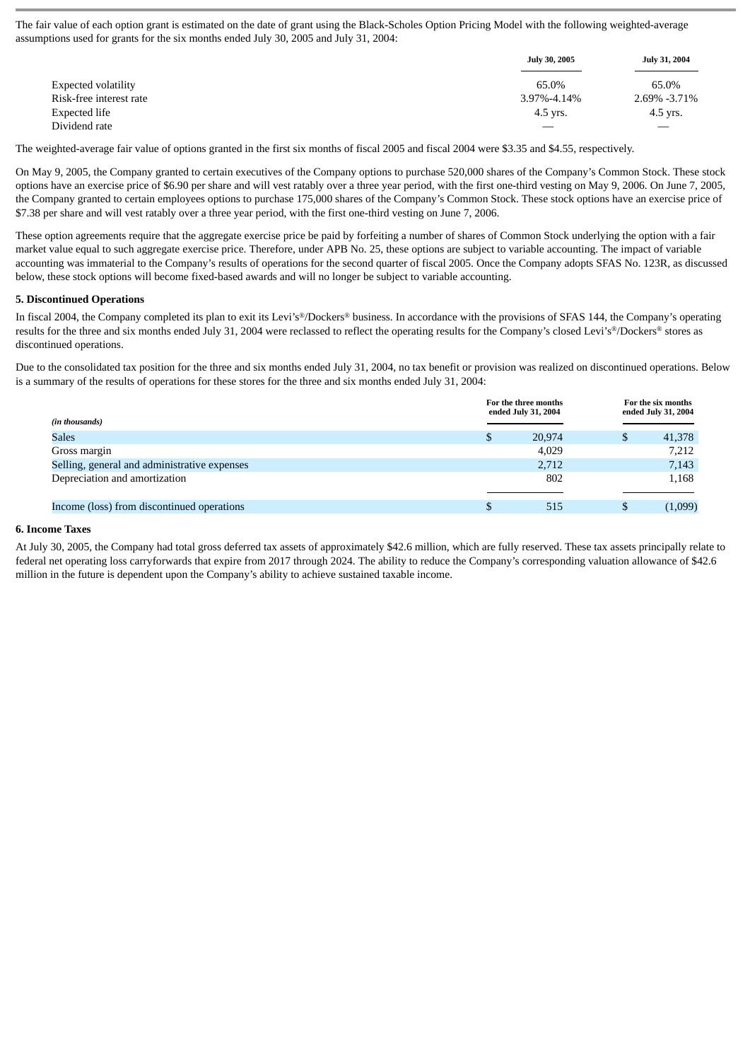The fair value of each option grant is estimated on the date of grant using the Black-Scholes Option Pricing Model with the following weighted-average assumptions used for grants for the six months ended July 30, 2005 and July 31, 2004:

| | July 30, 2005 | July 31, 2004 |
|---|---|---|
| Expected volatility | 65.0% | 65.0% |
| Risk-free interest rate | 3.97%-4.14% | 2.69% -3.71% |
| Expected life | 4.5 yrs. | 4.5 yrs. |
| Dividend rate | — | — |

The weighted-average fair value of options granted in the first six months of fiscal 2005 and fiscal 2004 were $3.35 and $4.55, respectively.

On May 9, 2005, the Company granted to certain executives of the Company options to purchase 520,000 shares of the Company's Common Stock. These stock options have an exercise price of $6.90 per share and will vest ratably over a three year period, with the first one-third vesting on May 9, 2006. On June 7, 2005, the Company granted to certain employees options to purchase 175,000 shares of the Company's Common Stock. These stock options have an exercise price of $7.38 per share and will vest ratably over a three year period, with the first one-third vesting on June 7, 2006.

These option agreements require that the aggregate exercise price be paid by forfeiting a number of shares of Common Stock underlying the option with a fair market value equal to such aggregate exercise price. Therefore, under APB No. 25, these options are subject to variable accounting. The impact of variable accounting was immaterial to the Company's results of operations for the second quarter of fiscal 2005. Once the Company adopts SFAS No. 123R, as discussed below, these stock options will become fixed-based awards and will no longer be subject to variable accounting.

**5. Discontinued Operations**

In fiscal 2004, the Company completed its plan to exit its Levi's®/Dockers® business. In accordance with the provisions of SFAS 144, the Company's operating results for the three and six months ended July 31, 2004 were reclassed to reflect the operating results for the Company's closed Levi's®/Dockers® stores as discontinued operations.

Due to the consolidated tax position for the three and six months ended July 31, 2004, no tax benefit or provision was realized on discontinued operations. Below is a summary of the results of operations for these stores for the three and six months ended July 31, 2004:

| *(in thousands)* | For the three months ended July 31, 2004 | For the six months ended July 31, 2004 |
|---|---|---|
| Sales | $ 20,974 | $ 41,378 |
| Gross margin | 4,029 | 7,212 |
| Selling, general and administrative expenses | 2,712 | 7,143 |
| Depreciation and amortization | 802 | 1,168 |
| Income (loss) from discontinued operations | $ 515 | $ (1,099) |

**6. Income Taxes**

At July 30, 2005, the Company had total gross deferred tax assets of approximately $42.6 million, which are fully reserved. These tax assets principally relate to federal net operating loss carryforwards that expire from 2017 through 2024. The ability to reduce the Company's corresponding valuation allowance of $42.6 million in the future is dependent upon the Company's ability to achieve sustained taxable income.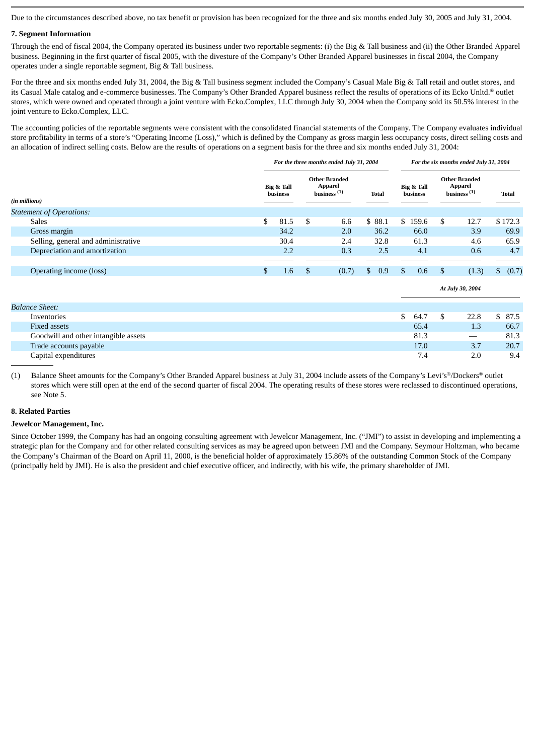Due to the circumstances described above, no tax benefit or provision has been recognized for the three and six months ended July 30, 2005 and July 31, 2004.

**7. Segment Information**

Through the end of fiscal 2004, the Company operated its business under two reportable segments: (i) the Big & Tall business and (ii) the Other Branded Apparel business. Beginning in the first quarter of fiscal 2005, with the divesture of the Company's Other Branded Apparel businesses in fiscal 2004, the Company operates under a single reportable segment, Big & Tall business.

For the three and six months ended July 31, 2004, the Big & Tall business segment included the Company's Casual Male Big & Tall retail and outlet stores, and its Casual Male catalog and e-commerce businesses. The Company's Other Branded Apparel business reflect the results of operations of its Ecko Unltd.® outlet stores, which were owned and operated through a joint venture with Ecko.Complex, LLC through July 30, 2004 when the Company sold its 50.5% interest in the joint venture to Ecko.Complex, LLC.

The accounting policies of the reportable segments were consistent with the consolidated financial statements of the Company. The Company evaluates individual store profitability in terms of a store's "Operating Income (Loss)," which is defined by the Company as gross margin less occupancy costs, direct selling costs and an allocation of indirect selling costs. Below are the results of operations on a segment basis for the three and six months ended July 31, 2004:

| | *For the three months ended July 31, 2004* | | | *For the six months ended July 31, 2004* | | |
|---|---|---|---|---|---|---|
| *(in millions)* | **Big & Tall business** | **Other Branded Apparel business [(1)]** | **Total** | **Big & Tall business** | **Other Branded Apparel business [(1)]** | **Total** |
| *Statement of Operations:* | | | | | | |
| Sales | $ 81.5 | $ 6.6 | $ 88.1 | $ 159.6 | $ 12.7 | $ 172.3 |
| Gross margin | 34.2 | 2.0 | 36.2 | 66.0 | 3.9 | 69.9 |
| Selling, general and administrative | 30.4 | 2.4 | 32.8 | 61.3 | 4.6 | 65.9 |
| Depreciation and amortization | 2.2 | 0.3 | 2.5 | 4.1 | 0.6 | 4.7 |
| Operating income (loss) | $ 1.6 | $ (0.7) | $ 0.9 | $ 0.6 | $ (1.3) | $ (0.7) |
| | | | | *At July 30, 2004* | | |
| *Balance Sheet:* | | | | | | |
| Inventories | | | | $ 64.7 | $ 22.8 | $ 87.5 |
| Fixed assets | | | | 65.4 | 1.3 | 66.7 |
| Goodwill and other intangible assets | | | | 81.3 | — | 81.3 |
| Trade accounts payable | | | | 17.0 | 3.7 | 20.7 |
| Capital expenditures | | | | 7.4 | 2.0 | 9.4 |

(1) Balance Sheet amounts for the Company's Other Branded Apparel business at July 31, 2004 include assets of the Company's Levi's®/Dockers® outlet stores which were still open at the end of the second quarter of fiscal 2004. The operating results of these stores were reclassed to discontinued operations, see Note 5.

**8. Related Parties**

**Jewelcor Management, Inc.**

Since October 1999, the Company has had an ongoing consulting agreement with Jewelcor Management, Inc. ("JMI") to assist in developing and implementing a strategic plan for the Company and for other related consulting services as may be agreed upon between JMI and the Company. Seymour Holtzman, who became the Company's Chairman of the Board on April 11, 2000, is the beneficial holder of approximately 15.86% of the outstanding Common Stock of the Company (principally held by JMI). He is also the president and chief executive officer, and indirectly, with his wife, the primary shareholder of JMI.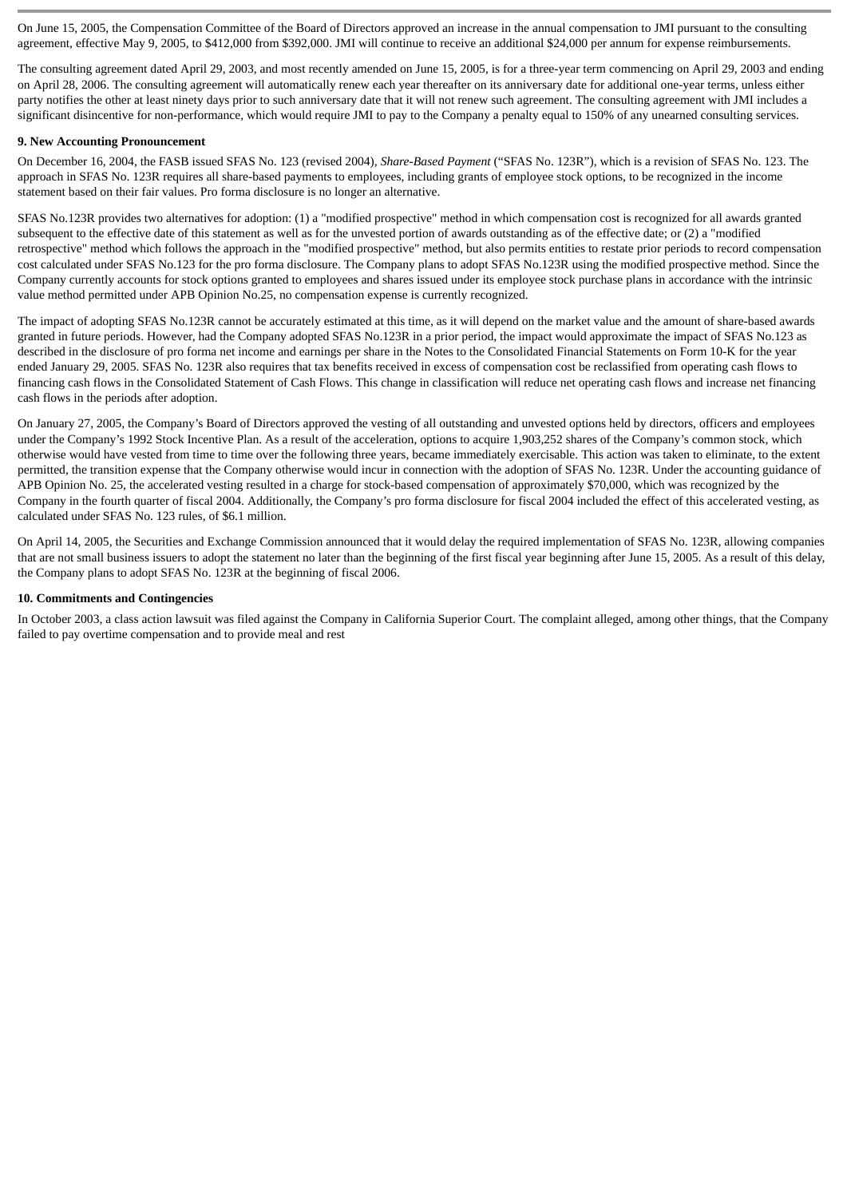On June 15, 2005, the Compensation Committee of the Board of Directors approved an increase in the annual compensation to JMI pursuant to the consulting agreement, effective May 9, 2005, to $412,000 from $392,000. JMI will continue to receive an additional $24,000 per annum for expense reimbursements.

The consulting agreement dated April 29, 2003, and most recently amended on June 15, 2005, is for a three-year term commencing on April 29, 2003 and ending on April 28, 2006. The consulting agreement will automatically renew each year thereafter on its anniversary date for additional one-year terms, unless either party notifies the other at least ninety days prior to such anniversary date that it will not renew such agreement. The consulting agreement with JMI includes a significant disincentive for non-performance, which would require JMI to pay to the Company a penalty equal to 150% of any unearned consulting services.

**9. New Accounting Pronouncement**

On December 16, 2004, the FASB issued SFAS No. 123 (revised 2004), *Share-Based Payment* ("SFAS No. 123R"), which is a revision of SFAS No. 123. The approach in SFAS No. 123R requires all share-based payments to employees, including grants of employee stock options, to be recognized in the income statement based on their fair values. Pro forma disclosure is no longer an alternative.

SFAS No.123R provides two alternatives for adoption: (1) a "modified prospective" method in which compensation cost is recognized for all awards granted subsequent to the effective date of this statement as well as for the unvested portion of awards outstanding as of the effective date; or (2) a "modified retrospective" method which follows the approach in the "modified prospective" method, but also permits entities to restate prior periods to record compensation cost calculated under SFAS No.123 for the pro forma disclosure. The Company plans to adopt SFAS No.123R using the modified prospective method. Since the Company currently accounts for stock options granted to employees and shares issued under its employee stock purchase plans in accordance with the intrinsic value method permitted under APB Opinion No.25, no compensation expense is currently recognized.

The impact of adopting SFAS No.123R cannot be accurately estimated at this time, as it will depend on the market value and the amount of share-based awards granted in future periods. However, had the Company adopted SFAS No.123R in a prior period, the impact would approximate the impact of SFAS No.123 as described in the disclosure of pro forma net income and earnings per share in the Notes to the Consolidated Financial Statements on Form 10-K for the year ended January 29, 2005. SFAS No. 123R also requires that tax benefits received in excess of compensation cost be reclassified from operating cash flows to financing cash flows in the Consolidated Statement of Cash Flows. This change in classification will reduce net operating cash flows and increase net financing cash flows in the periods after adoption.

On January 27, 2005, the Company's Board of Directors approved the vesting of all outstanding and unvested options held by directors, officers and employees under the Company's 1992 Stock Incentive Plan. As a result of the acceleration, options to acquire 1,903,252 shares of the Company's common stock, which otherwise would have vested from time to time over the following three years, became immediately exercisable. This action was taken to eliminate, to the extent permitted, the transition expense that the Company otherwise would incur in connection with the adoption of SFAS No. 123R. Under the accounting guidance of APB Opinion No. 25, the accelerated vesting resulted in a charge for stock-based compensation of approximately $70,000, which was recognized by the Company in the fourth quarter of fiscal 2004. Additionally, the Company's pro forma disclosure for fiscal 2004 included the effect of this accelerated vesting, as calculated under SFAS No. 123 rules, of $6.1 million.

On April 14, 2005, the Securities and Exchange Commission announced that it would delay the required implementation of SFAS No. 123R, allowing companies that are not small business issuers to adopt the statement no later than the beginning of the first fiscal year beginning after June 15, 2005. As a result of this delay, the Company plans to adopt SFAS No. 123R at the beginning of fiscal 2006.

**10. Commitments and Contingencies**

In October 2003, a class action lawsuit was filed against the Company in California Superior Court. The complaint alleged, among other things, that the Company failed to pay overtime compensation and to provide meal and rest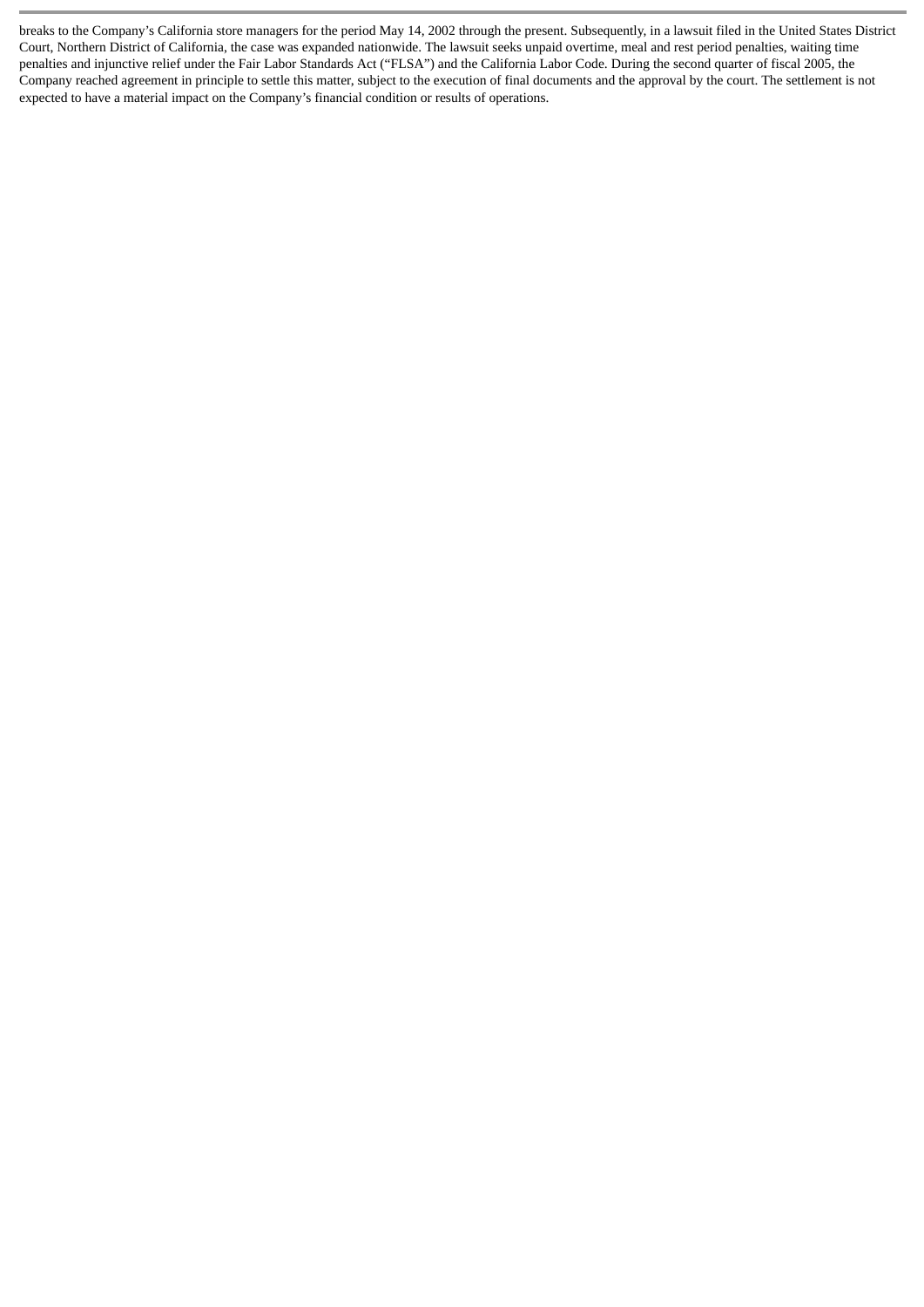breaks to the Company's California store managers for the period May 14, 2002 through the present. Subsequently, in a lawsuit filed in the United States District Court, Northern District of California, the case was expanded nationwide. The lawsuit seeks unpaid overtime, meal and rest period penalties, waiting time penalties and injunctive relief under the Fair Labor Standards Act ("FLSA") and the California Labor Code. During the second quarter of fiscal 2005, the Company reached agreement in principle to settle this matter, subject to the execution of final documents and the approval by the court. The settlement is not expected to have a material impact on the Company's financial condition or results of operations.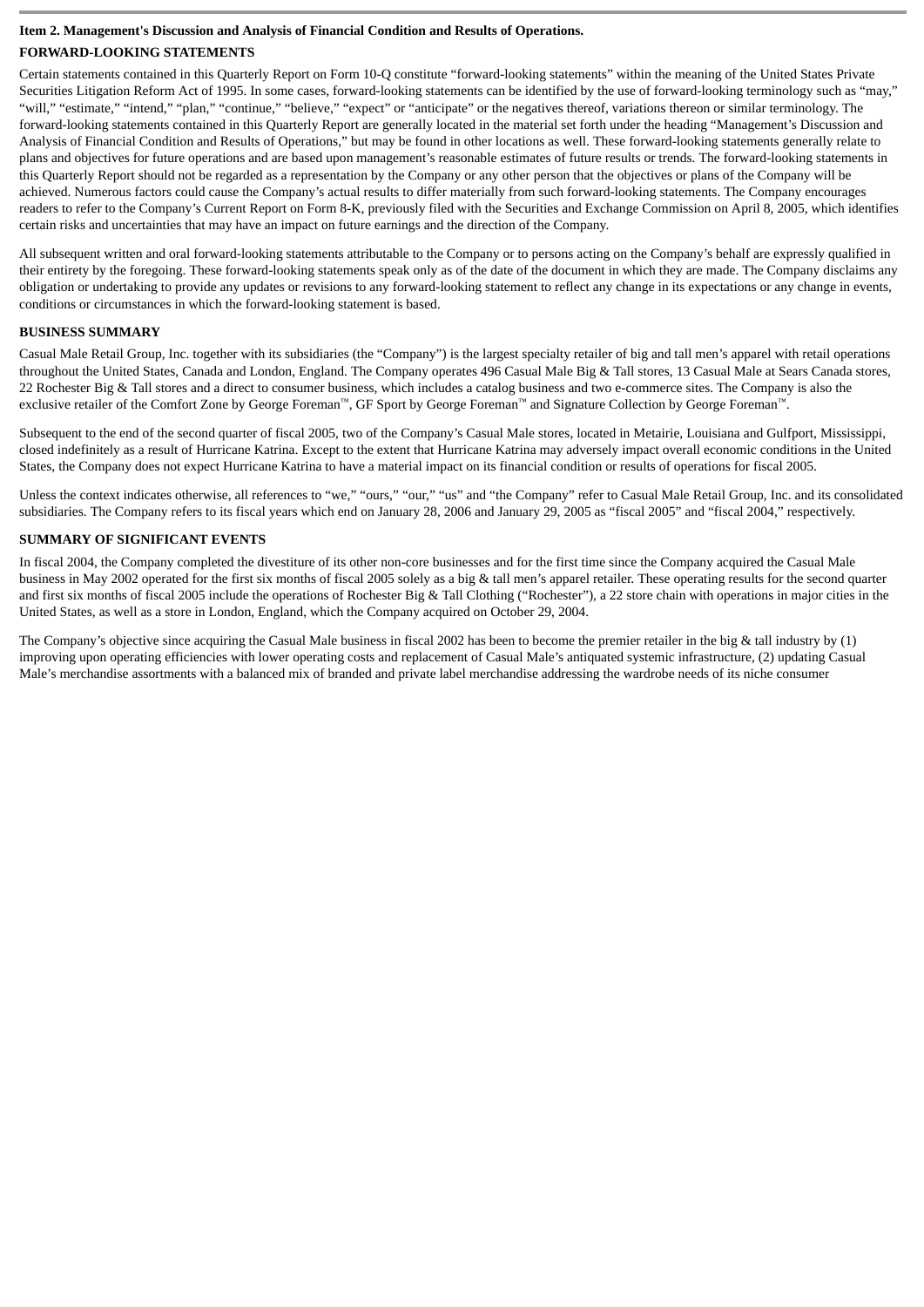## Item 2. Management's Discussion and Analysis of Financial Condition and Results of Operations.

### FORWARD-LOOKING STATEMENTS

Certain statements contained in this Quarterly Report on Form 10-Q constitute "forward-looking statements" within the meaning of the United States Private Securities Litigation Reform Act of 1995. In some cases, forward-looking statements can be identified by the use of forward-looking terminology such as "may," "will," "estimate," "intend," "plan," "continue," "believe," "expect" or "anticipate" or the negatives thereof, variations thereon or similar terminology. The forward-looking statements contained in this Quarterly Report are generally located in the material set forth under the heading "Management's Discussion and Analysis of Financial Condition and Results of Operations," but may be found in other locations as well. These forward-looking statements generally relate to plans and objectives for future operations and are based upon management's reasonable estimates of future results or trends. The forward-looking statements in this Quarterly Report should not be regarded as a representation by the Company or any other person that the objectives or plans of the Company will be achieved. Numerous factors could cause the Company's actual results to differ materially from such forward-looking statements. The Company encourages readers to refer to the Company's Current Report on Form 8-K, previously filed with the Securities and Exchange Commission on April 8, 2005, which identifies certain risks and uncertainties that may have an impact on future earnings and the direction of the Company.

All subsequent written and oral forward-looking statements attributable to the Company or to persons acting on the Company's behalf are expressly qualified in their entirety by the foregoing. These forward-looking statements speak only as of the date of the document in which they are made. The Company disclaims any obligation or undertaking to provide any updates or revisions to any forward-looking statement to reflect any change in its expectations or any change in events, conditions or circumstances in which the forward-looking statement is based.

### BUSINESS SUMMARY

Casual Male Retail Group, Inc. together with its subsidiaries (the "Company") is the largest specialty retailer of big and tall men's apparel with retail operations throughout the United States, Canada and London, England. The Company operates 496 Casual Male Big & Tall stores, 13 Casual Male at Sears Canada stores, 22 Rochester Big & Tall stores and a direct to consumer business, which includes a catalog business and two e-commerce sites. The Company is also the exclusive retailer of the Comfort Zone by George Foreman™, GF Sport by George Foreman™ and Signature Collection by George Foreman™.

Subsequent to the end of the second quarter of fiscal 2005, two of the Company's Casual Male stores, located in Metairie, Louisiana and Gulfport, Mississippi, closed indefinitely as a result of Hurricane Katrina. Except to the extent that Hurricane Katrina may adversely impact overall economic conditions in the United States, the Company does not expect Hurricane Katrina to have a material impact on its financial condition or results of operations for fiscal 2005.

Unless the context indicates otherwise, all references to "we," "ours," "our," "us" and "the Company" refer to Casual Male Retail Group, Inc. and its consolidated subsidiaries. The Company refers to its fiscal years which end on January 28, 2006 and January 29, 2005 as "fiscal 2005" and "fiscal 2004," respectively.

### SUMMARY OF SIGNIFICANT EVENTS

In fiscal 2004, the Company completed the divestiture of its other non-core businesses and for the first time since the Company acquired the Casual Male business in May 2002 operated for the first six months of fiscal 2005 solely as a big & tall men's apparel retailer. These operating results for the second quarter and first six months of fiscal 2005 include the operations of Rochester Big & Tall Clothing ("Rochester"), a 22 store chain with operations in major cities in the United States, as well as a store in London, England, which the Company acquired on October 29, 2004.

The Company's objective since acquiring the Casual Male business in fiscal 2002 has been to become the premier retailer in the big & tall industry by (1) improving upon operating efficiencies with lower operating costs and replacement of Casual Male's antiquated systemic infrastructure, (2) updating Casual Male's merchandise assortments with a balanced mix of branded and private label merchandise addressing the wardrobe needs of its niche consumer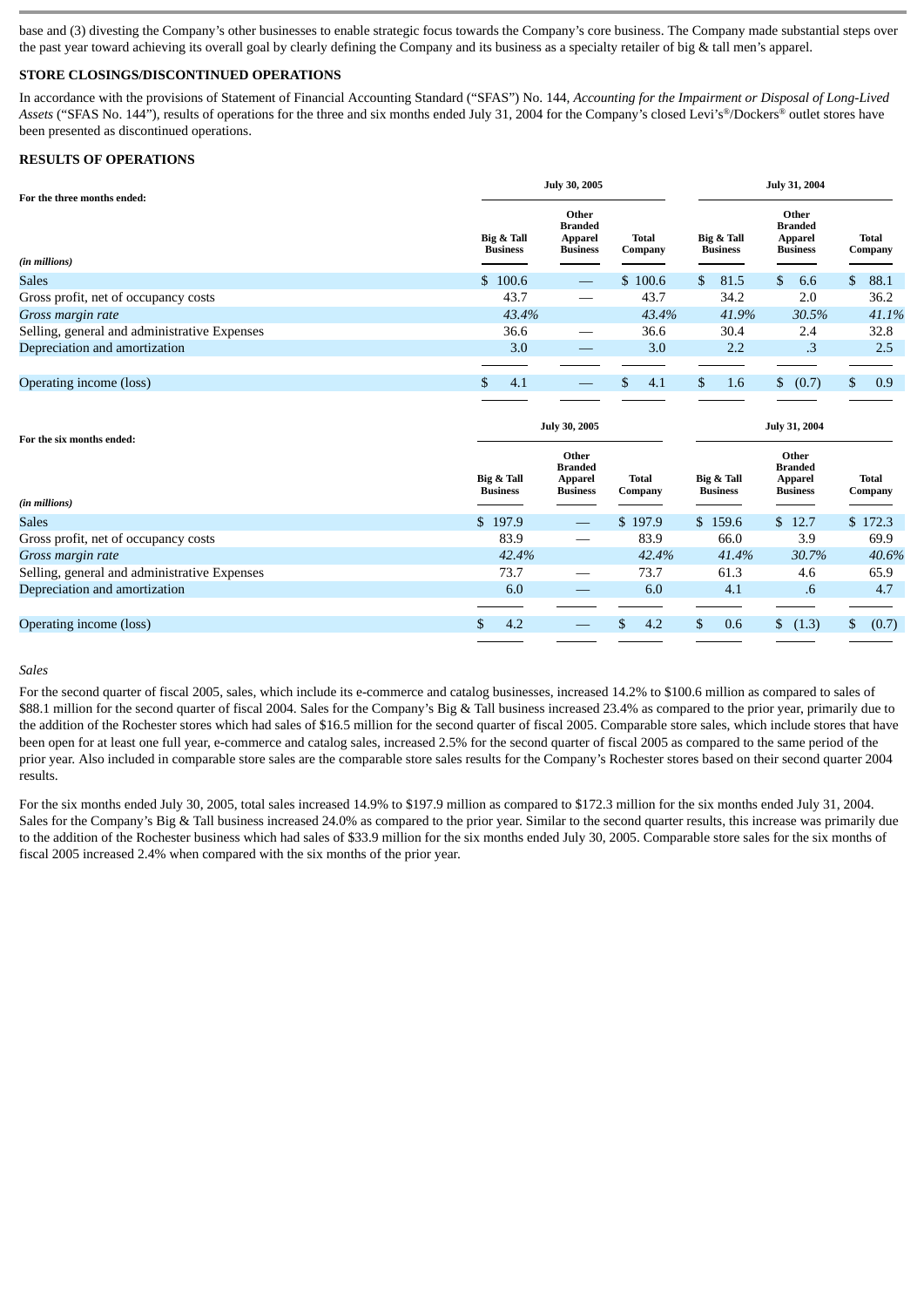base and (3) divesting the Company's other businesses to enable strategic focus towards the Company's core business. The Company made substantial steps over the past year toward achieving its overall goal by clearly defining the Company and its business as a specialty retailer of big & tall men's apparel.

**STORE CLOSINGS/DISCONTINUED OPERATIONS**

In accordance with the provisions of Statement of Financial Accounting Standard ("SFAS") No. 144, *Accounting for the Impairment or Disposal of Long-Lived Assets* ("SFAS No. 144"), results of operations for the three and six months ended July 31, 2004 for the Company's closed Levi's®/Dockers® outlet stores have been presented as discontinued operations.

**RESULTS OF OPERATIONS**

| For the three months ended: | July 30, 2005 | | | July 31, 2004 | | |
|---|---|---|---|---|---|---|
| *(in millions)* | Big & Tall Business | Other Branded Apparel Business | Total Company | Big & Tall Business | Other Branded Apparel Business | Total Company |
| Sales | $ 100.6 | — | $ 100.6 | $ 81.5 | $ 6.6 | $ 88.1 |
| Gross profit, net of occupancy costs | 43.7 | — | 43.7 | 34.2 | 2.0 | 36.2 |
| *Gross margin rate* | *43.4%* | | *43.4%* | *41.9%* | *30.5%* | *41.1%* |
| Selling, general and administrative Expenses | 36.6 | — | 36.6 | 30.4 | 2.4 | 32.8 |
| Depreciation and amortization | 3.0 | — | 3.0 | 2.2 | .3 | 2.5 |
| Operating income (loss) | $ 4.1 | — | $ 4.1 | $ 1.6 | $ (0.7) | $ 0.9 |

| For the six months ended: | July 30, 2005 | | | July 31, 2004 | | |
|---|---|---|---|---|---|---|
| *(in millions)* | Big & Tall Business | Other Branded Apparel Business | Total Company | Big & Tall Business | Other Branded Apparel Business | Total Company |
| Sales | $ 197.9 | — | $ 197.9 | $ 159.6 | $ 12.7 | $ 172.3 |
| Gross profit, net of occupancy costs | 83.9 | — | 83.9 | 66.0 | 3.9 | 69.9 |
| *Gross margin rate* | *42.4%* | | *42.4%* | *41.4%* | *30.7%* | *40.6%* |
| Selling, general and administrative Expenses | 73.7 | — | 73.7 | 61.3 | 4.6 | 65.9 |
| Depreciation and amortization | 6.0 | — | 6.0 | 4.1 | .6 | 4.7 |
| Operating income (loss) | $ 4.2 | — | $ 4.2 | $ 0.6 | $ (1.3) | $ (0.7) |

*Sales*

For the second quarter of fiscal 2005, sales, which include its e-commerce and catalog businesses, increased 14.2% to $100.6 million as compared to sales of $88.1 million for the second quarter of fiscal 2004. Sales for the Company's Big & Tall business increased 23.4% as compared to the prior year, primarily due to the addition of the Rochester stores which had sales of $16.5 million for the second quarter of fiscal 2005. Comparable store sales, which include stores that have been open for at least one full year, e-commerce and catalog sales, increased 2.5% for the second quarter of fiscal 2005 as compared to the same period of the prior year. Also included in comparable store sales are the comparable store sales results for the Company's Rochester stores based on their second quarter 2004 results.

For the six months ended July 30, 2005, total sales increased 14.9% to $197.9 million as compared to $172.3 million for the six months ended July 31, 2004. Sales for the Company's Big & Tall business increased 24.0% as compared to the prior year. Similar to the second quarter results, this increase was primarily due to the addition of the Rochester business which had sales of $33.9 million for the six months ended July 30, 2005. Comparable store sales for the six months of fiscal 2005 increased 2.4% when compared with the six months of the prior year.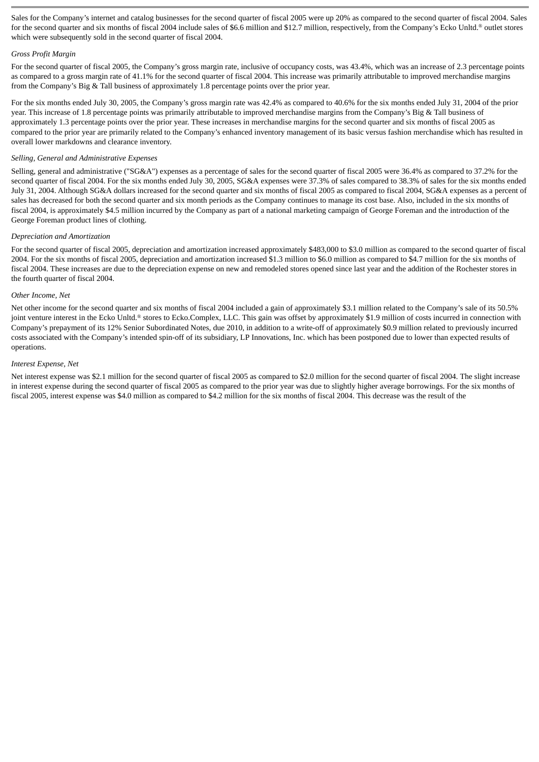Sales for the Company’s internet and catalog businesses for the second quarter of fiscal 2005 were up 20% as compared to the second quarter of fiscal 2004. Sales for the second quarter and six months of fiscal 2004 include sales of $6.6 million and $12.7 million, respectively, from the Company’s Ecko Unltd.® outlet stores which were subsequently sold in the second quarter of fiscal 2004.

*Gross Profit Margin*

For the second quarter of fiscal 2005, the Company’s gross margin rate, inclusive of occupancy costs, was 43.4%, which was an increase of 2.3 percentage points as compared to a gross margin rate of 41.1% for the second quarter of fiscal 2004. This increase was primarily attributable to improved merchandise margins from the Company’s Big & Tall business of approximately 1.8 percentage points over the prior year.

For the six months ended July 30, 2005, the Company’s gross margin rate was 42.4% as compared to 40.6% for the six months ended July 31, 2004 of the prior year. This increase of 1.8 percentage points was primarily attributable to improved merchandise margins from the Company’s Big & Tall business of approximately 1.3 percentage points over the prior year. These increases in merchandise margins for the second quarter and six months of fiscal 2005 as compared to the prior year are primarily related to the Company’s enhanced inventory management of its basic versus fashion merchandise which has resulted in overall lower markdowns and clearance inventory.

*Selling, General and Administrative Expenses*

Selling, general and administrative ("SG&A") expenses as a percentage of sales for the second quarter of fiscal 2005 were 36.4% as compared to 37.2% for the second quarter of fiscal 2004. For the six months ended July 30, 2005, SG&A expenses were 37.3% of sales compared to 38.3% of sales for the six months ended July 31, 2004. Although SG&A dollars increased for the second quarter and six months of fiscal 2005 as compared to fiscal 2004, SG&A expenses as a percent of sales has decreased for both the second quarter and six month periods as the Company continues to manage its cost base. Also, included in the six months of fiscal 2004, is approximately $4.5 million incurred by the Company as part of a national marketing campaign of George Foreman and the introduction of the George Foreman product lines of clothing.

*Depreciation and Amortization*

For the second quarter of fiscal 2005, depreciation and amortization increased approximately $483,000 to $3.0 million as compared to the second quarter of fiscal 2004. For the six months of fiscal 2005, depreciation and amortization increased $1.3 million to $6.0 million as compared to $4.7 million for the six months of fiscal 2004. These increases are due to the depreciation expense on new and remodeled stores opened since last year and the addition of the Rochester stores in the fourth quarter of fiscal 2004.

*Other Income, Net*

Net other income for the second quarter and six months of fiscal 2004 included a gain of approximately $3.1 million related to the Company’s sale of its 50.5% joint venture interest in the Ecko Unltd.® stores to Ecko.Complex, LLC. This gain was offset by approximately $1.9 million of costs incurred in connection with Company’s prepayment of its 12% Senior Subordinated Notes, due 2010, in addition to a write-off of approximately $0.9 million related to previously incurred costs associated with the Company’s intended spin-off of its subsidiary, LP Innovations, Inc. which has been postponed due to lower than expected results of operations.

*Interest Expense, Net*

Net interest expense was $2.1 million for the second quarter of fiscal 2005 as compared to $2.0 million for the second quarter of fiscal 2004. The slight increase in interest expense during the second quarter of fiscal 2005 as compared to the prior year was due to slightly higher average borrowings. For the six months of fiscal 2005, interest expense was $4.0 million as compared to $4.2 million for the six months of fiscal 2004. This decrease was the result of the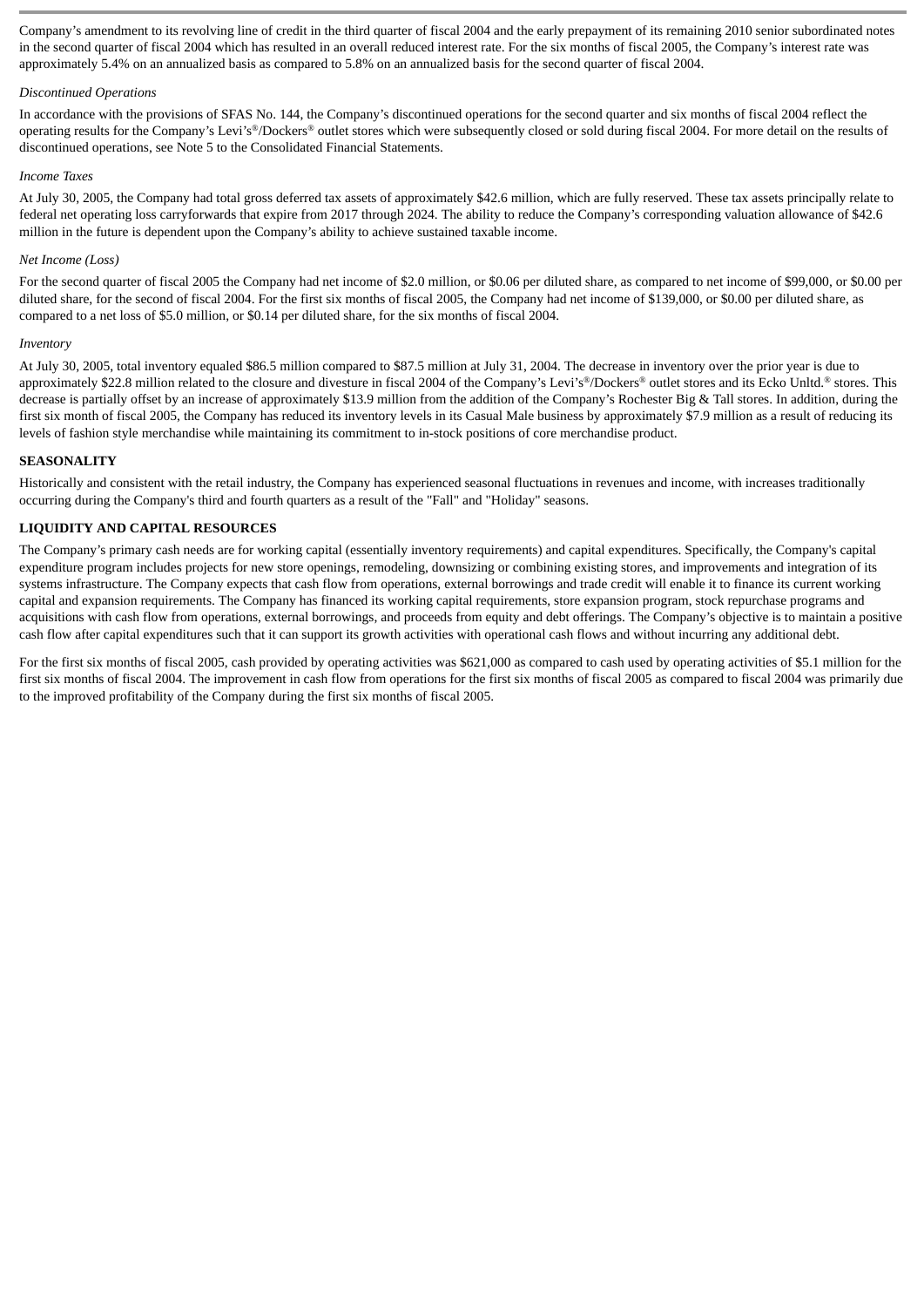Company's amendment to its revolving line of credit in the third quarter of fiscal 2004 and the early prepayment of its remaining 2010 senior subordinated notes in the second quarter of fiscal 2004 which has resulted in an overall reduced interest rate. For the six months of fiscal 2005, the Company's interest rate was approximately 5.4% on an annualized basis as compared to 5.8% on an annualized basis for the second quarter of fiscal 2004.

*Discontinued Operations*

In accordance with the provisions of SFAS No. 144, the Company's discontinued operations for the second quarter and six months of fiscal 2004 reflect the operating results for the Company's Levi's®/Dockers® outlet stores which were subsequently closed or sold during fiscal 2004. For more detail on the results of discontinued operations, see Note 5 to the Consolidated Financial Statements.

*Income Taxes*

At July 30, 2005, the Company had total gross deferred tax assets of approximately $42.6 million, which are fully reserved. These tax assets principally relate to federal net operating loss carryforwards that expire from 2017 through 2024. The ability to reduce the Company's corresponding valuation allowance of $42.6 million in the future is dependent upon the Company's ability to achieve sustained taxable income.

*Net Income (Loss)*

For the second quarter of fiscal 2005 the Company had net income of $2.0 million, or $0.06 per diluted share, as compared to net income of $99,000, or $0.00 per diluted share, for the second of fiscal 2004. For the first six months of fiscal 2005, the Company had net income of $139,000, or $0.00 per diluted share, as compared to a net loss of $5.0 million, or $0.14 per diluted share, for the six months of fiscal 2004.

*Inventory*

At July 30, 2005, total inventory equaled $86.5 million compared to $87.5 million at July 31, 2004. The decrease in inventory over the prior year is due to approximately $22.8 million related to the closure and divesture in fiscal 2004 of the Company's Levi's®/Dockers® outlet stores and its Ecko Unltd.® stores. This decrease is partially offset by an increase of approximately $13.9 million from the addition of the Company's Rochester Big & Tall stores. In addition, during the first six month of fiscal 2005, the Company has reduced its inventory levels in its Casual Male business by approximately $7.9 million as a result of reducing its levels of fashion style merchandise while maintaining its commitment to in-stock positions of core merchandise product.

**SEASONALITY**

Historically and consistent with the retail industry, the Company has experienced seasonal fluctuations in revenues and income, with increases traditionally occurring during the Company's third and fourth quarters as a result of the "Fall" and "Holiday" seasons.

**LIQUIDITY AND CAPITAL RESOURCES**

The Company's primary cash needs are for working capital (essentially inventory requirements) and capital expenditures. Specifically, the Company's capital expenditure program includes projects for new store openings, remodeling, downsizing or combining existing stores, and improvements and integration of its systems infrastructure. The Company expects that cash flow from operations, external borrowings and trade credit will enable it to finance its current working capital and expansion requirements. The Company has financed its working capital requirements, store expansion program, stock repurchase programs and acquisitions with cash flow from operations, external borrowings, and proceeds from equity and debt offerings. The Company's objective is to maintain a positive cash flow after capital expenditures such that it can support its growth activities with operational cash flows and without incurring any additional debt.

For the first six months of fiscal 2005, cash provided by operating activities was $621,000 as compared to cash used by operating activities of $5.1 million for the first six months of fiscal 2004. The improvement in cash flow from operations for the first six months of fiscal 2005 as compared to fiscal 2004 was primarily due to the improved profitability of the Company during the first six months of fiscal 2005.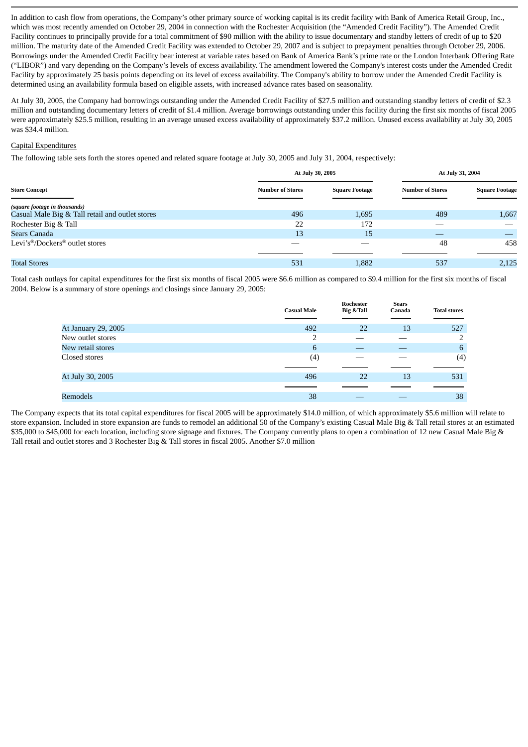In addition to cash flow from operations, the Company's other primary source of working capital is its credit facility with Bank of America Retail Group, Inc., which was most recently amended on October 29, 2004 in connection with the Rochester Acquisition (the "Amended Credit Facility"). The Amended Credit Facility continues to principally provide for a total commitment of $90 million with the ability to issue documentary and standby letters of credit of up to $20 million. The maturity date of the Amended Credit Facility was extended to October 29, 2007 and is subject to prepayment penalties through October 29, 2006. Borrowings under the Amended Credit Facility bear interest at variable rates based on Bank of America Bank's prime rate or the London Interbank Offering Rate ("LIBOR") and vary depending on the Company's levels of excess availability. The amendment lowered the Company's interest costs under the Amended Credit Facility by approximately 25 basis points depending on its level of excess availability. The Company's ability to borrow under the Amended Credit Facility is determined using an availability formula based on eligible assets, with increased advance rates based on seasonality.

At July 30, 2005, the Company had borrowings outstanding under the Amended Credit Facility of $27.5 million and outstanding standby letters of credit of $2.3 million and outstanding documentary letters of credit of $1.4 million. Average borrowings outstanding under this facility during the first six months of fiscal 2005 were approximately $25.5 million, resulting in an average unused excess availability of approximately $37.2 million. Unused excess availability at July 30, 2005 was $34.4 million.

Capital Expenditures

The following table sets forth the stores opened and related square footage at July 30, 2005 and July 31, 2004, respectively:

| | At July 30, 2005 | | At July 31, 2004 | |
|---|---|---|---|---|
| **Store Concept** | **Number of Stores** | **Square Footage** | **Number of Stores** | **Square Footage** |
| *(square footage in thousands)* | | | | |
| Casual Male Big & Tall retail and outlet stores | 496 | 1,695 | 489 | 1,667 |
| Rochester Big & Tall | 22 | 172 | — | — |
| Sears Canada | 13 | 15 | — | — |
| Levi's®/Dockers® outlet stores | — | — | 48 | 458 |
| Total Stores | 531 | 1,882 | 537 | 2,125 |

Total cash outlays for capital expenditures for the first six months of fiscal 2005 were $6.6 million as compared to $9.4 million for the first six months of fiscal 2004. Below is a summary of store openings and closings since January 29, 2005:

| | Casual Male | Rochester Big &Tall | Sears Canada | Total stores |
|---|---|---|---|---|
| At January 29, 2005 | 492 | 22 | 13 | 527 |
| New outlet stores | 2 | — | — | 2 |
| New retail stores | 6 | — | — | 6 |
| Closed stores | (4) | — | — | (4) |
| At July 30, 2005 | 496 | 22 | 13 | 531 |
| Remodels | 38 | — | — | 38 |

The Company expects that its total capital expenditures for fiscal 2005 will be approximately $14.0 million, of which approximately $5.6 million will relate to store expansion. Included in store expansion are funds to remodel an additional 50 of the Company's existing Casual Male Big & Tall retail stores at an estimated $35,000 to $45,000 for each location, including store signage and fixtures. The Company currently plans to open a combination of 12 new Casual Male Big & Tall retail and outlet stores and 3 Rochester Big & Tall stores in fiscal 2005. Another $7.0 million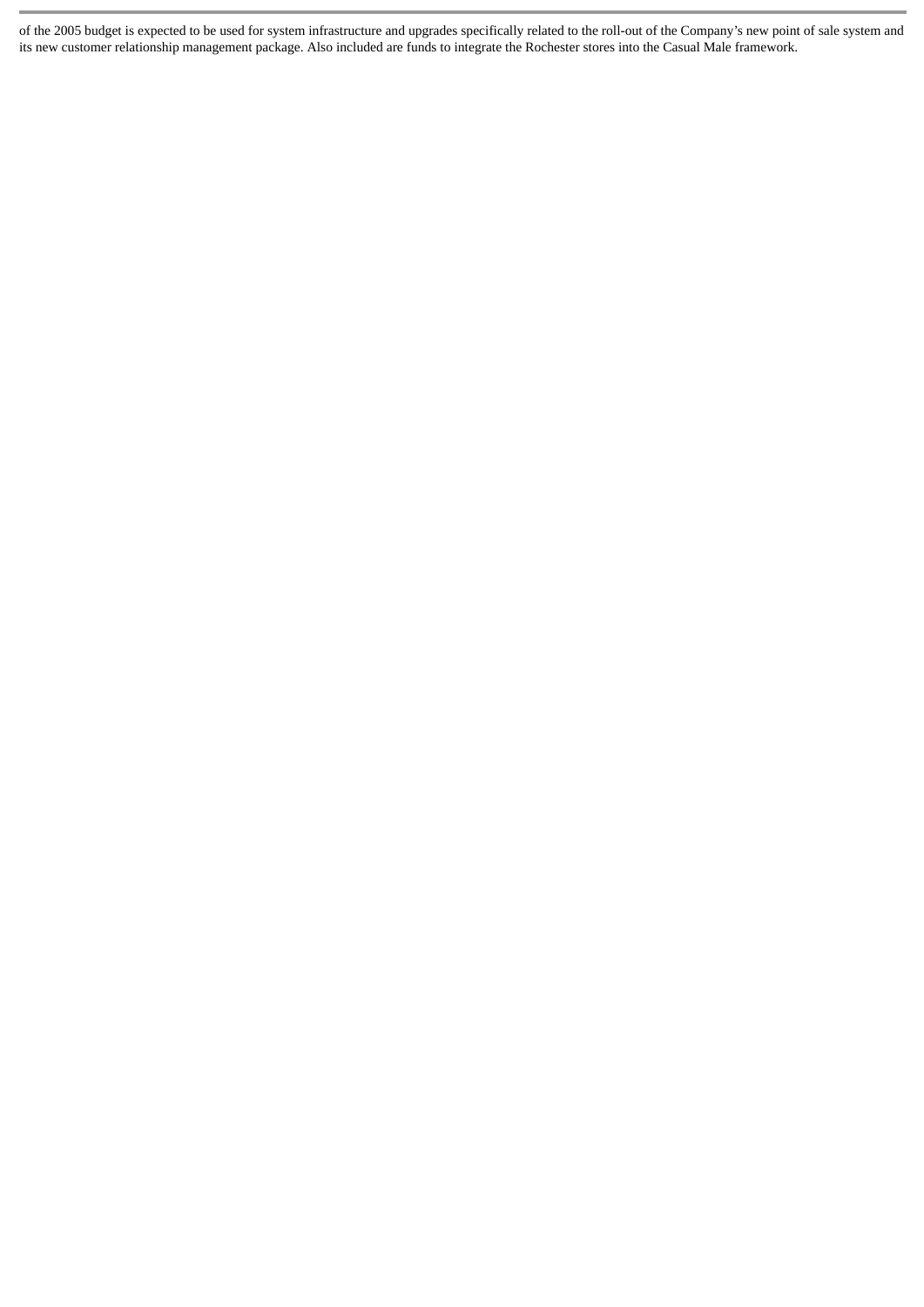of the 2005 budget is expected to be used for system infrastructure and upgrades specifically related to the roll-out of the Company's new point of sale system and its new customer relationship management package. Also included are funds to integrate the Rochester stores into the Casual Male framework.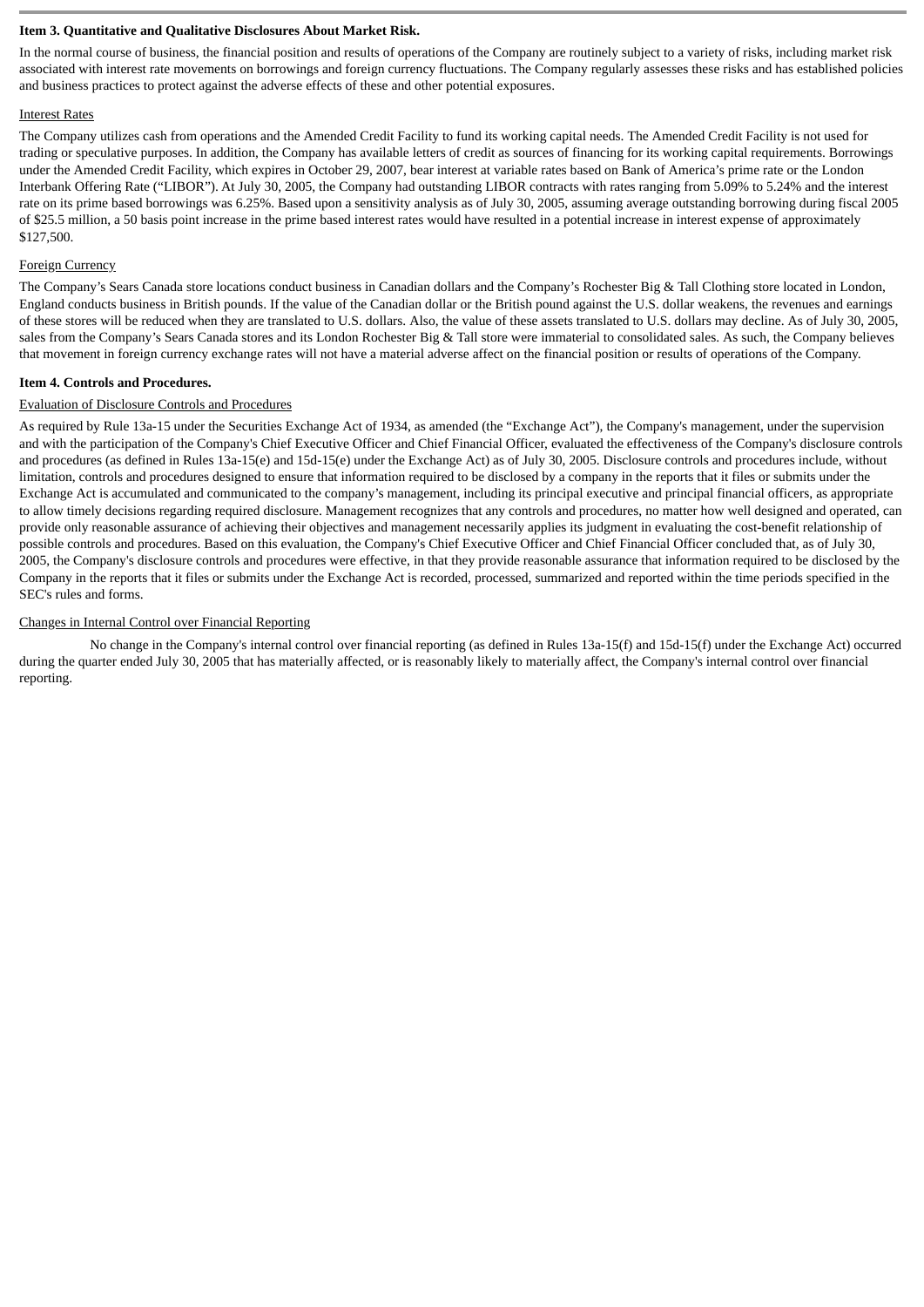**Item 3. Quantitative and Qualitative Disclosures About Market Risk.**

In the normal course of business, the financial position and results of operations of the Company are routinely subject to a variety of risks, including market risk associated with interest rate movements on borrowings and foreign currency fluctuations. The Company regularly assesses these risks and has established policies and business practices to protect against the adverse effects of these and other potential exposures.

Interest Rates

The Company utilizes cash from operations and the Amended Credit Facility to fund its working capital needs. The Amended Credit Facility is not used for trading or speculative purposes. In addition, the Company has available letters of credit as sources of financing for its working capital requirements. Borrowings under the Amended Credit Facility, which expires in October 29, 2007, bear interest at variable rates based on Bank of America's prime rate or the London Interbank Offering Rate ("LIBOR"). At July 30, 2005, the Company had outstanding LIBOR contracts with rates ranging from 5.09% to 5.24% and the interest rate on its prime based borrowings was 6.25%. Based upon a sensitivity analysis as of July 30, 2005, assuming average outstanding borrowing during fiscal 2005 of $25.5 million, a 50 basis point increase in the prime based interest rates would have resulted in a potential increase in interest expense of approximately $127,500.

Foreign Currency

The Company's Sears Canada store locations conduct business in Canadian dollars and the Company's Rochester Big & Tall Clothing store located in London, England conducts business in British pounds. If the value of the Canadian dollar or the British pound against the U.S. dollar weakens, the revenues and earnings of these stores will be reduced when they are translated to U.S. dollars. Also, the value of these assets translated to U.S. dollars may decline. As of July 30, 2005, sales from the Company's Sears Canada stores and its London Rochester Big & Tall store were immaterial to consolidated sales. As such, the Company believes that movement in foreign currency exchange rates will not have a material adverse affect on the financial position or results of operations of the Company.

**Item 4. Controls and Procedures.**

Evaluation of Disclosure Controls and Procedures

As required by Rule 13a-15 under the Securities Exchange Act of 1934, as amended (the "Exchange Act"), the Company's management, under the supervision and with the participation of the Company's Chief Executive Officer and Chief Financial Officer, evaluated the effectiveness of the Company's disclosure controls and procedures (as defined in Rules 13a-15(e) and 15d-15(e) under the Exchange Act) as of July 30, 2005. Disclosure controls and procedures include, without limitation, controls and procedures designed to ensure that information required to be disclosed by a company in the reports that it files or submits under the Exchange Act is accumulated and communicated to the company's management, including its principal executive and principal financial officers, as appropriate to allow timely decisions regarding required disclosure. Management recognizes that any controls and procedures, no matter how well designed and operated, can provide only reasonable assurance of achieving their objectives and management necessarily applies its judgment in evaluating the cost-benefit relationship of possible controls and procedures. Based on this evaluation, the Company's Chief Executive Officer and Chief Financial Officer concluded that, as of July 30, 2005, the Company's disclosure controls and procedures were effective, in that they provide reasonable assurance that information required to be disclosed by the Company in the reports that it files or submits under the Exchange Act is recorded, processed, summarized and reported within the time periods specified in the SEC's rules and forms.

Changes in Internal Control over Financial Reporting

No change in the Company's internal control over financial reporting (as defined in Rules 13a-15(f) and 15d-15(f) under the Exchange Act) occurred during the quarter ended July 30, 2005 that has materially affected, or is reasonably likely to materially affect, the Company's internal control over financial reporting.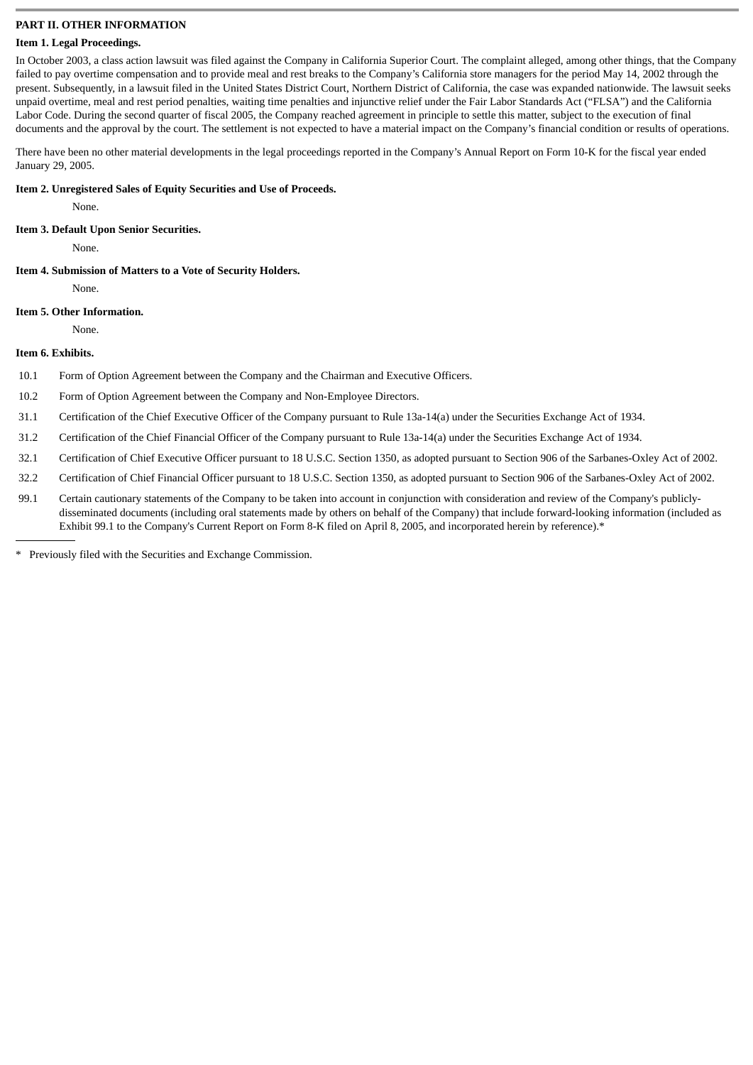## PART II. OTHER INFORMATION

### Item 1. Legal Proceedings.

In October 2003, a class action lawsuit was filed against the Company in California Superior Court. The complaint alleged, among other things, that the Company failed to pay overtime compensation and to provide meal and rest breaks to the Company's California store managers for the period May 14, 2002 through the present. Subsequently, in a lawsuit filed in the United States District Court, Northern District of California, the case was expanded nationwide. The lawsuit seeks unpaid overtime, meal and rest period penalties, waiting time penalties and injunctive relief under the Fair Labor Standards Act ("FLSA") and the California Labor Code. During the second quarter of fiscal 2005, the Company reached agreement in principle to settle this matter, subject to the execution of final documents and the approval by the court. The settlement is not expected to have a material impact on the Company's financial condition or results of operations.

There have been no other material developments in the legal proceedings reported in the Company's Annual Report on Form 10-K for the fiscal year ended January 29, 2005.

### Item 2. Unregistered Sales of Equity Securities and Use of Proceeds.

None.

### Item 3. Default Upon Senior Securities.

None.

### Item 4. Submission of Matters to a Vote of Security Holders.

None.

### Item 5. Other Information.

None.

### Item 6. Exhibits.

| | |
|---|---|
| 10.1 | Form of Option Agreement between the Company and the Chairman and Executive Officers. |
| 10.2 | Form of Option Agreement between the Company and Non-Employee Directors. |
| 31.1 | Certification of the Chief Executive Officer of the Company pursuant to Rule 13a-14(a) under the Securities Exchange Act of 1934. |
| 31.2 | Certification of the Chief Financial Officer of the Company pursuant to Rule 13a-14(a) under the Securities Exchange Act of 1934. |
| 32.1 | Certification of Chief Executive Officer pursuant to 18 U.S.C. Section 1350, as adopted pursuant to Section 906 of the Sarbanes-Oxley Act of 2002. |
| 32.2 | Certification of Chief Financial Officer pursuant to 18 U.S.C. Section 1350, as adopted pursuant to Section 906 of the Sarbanes-Oxley Act of 2002. |
| 99.1 | Certain cautionary statements of the Company to be taken into account in conjunction with consideration and review of the Company's publicly-disseminated documents (including oral statements made by others on behalf of the Company) that include forward-looking information (included as Exhibit 99.1 to the Company's Current Report on Form 8-K filed on April 8, 2005, and incorporated herein by reference).* |

---

\* Previously filed with the Securities and Exchange Commission.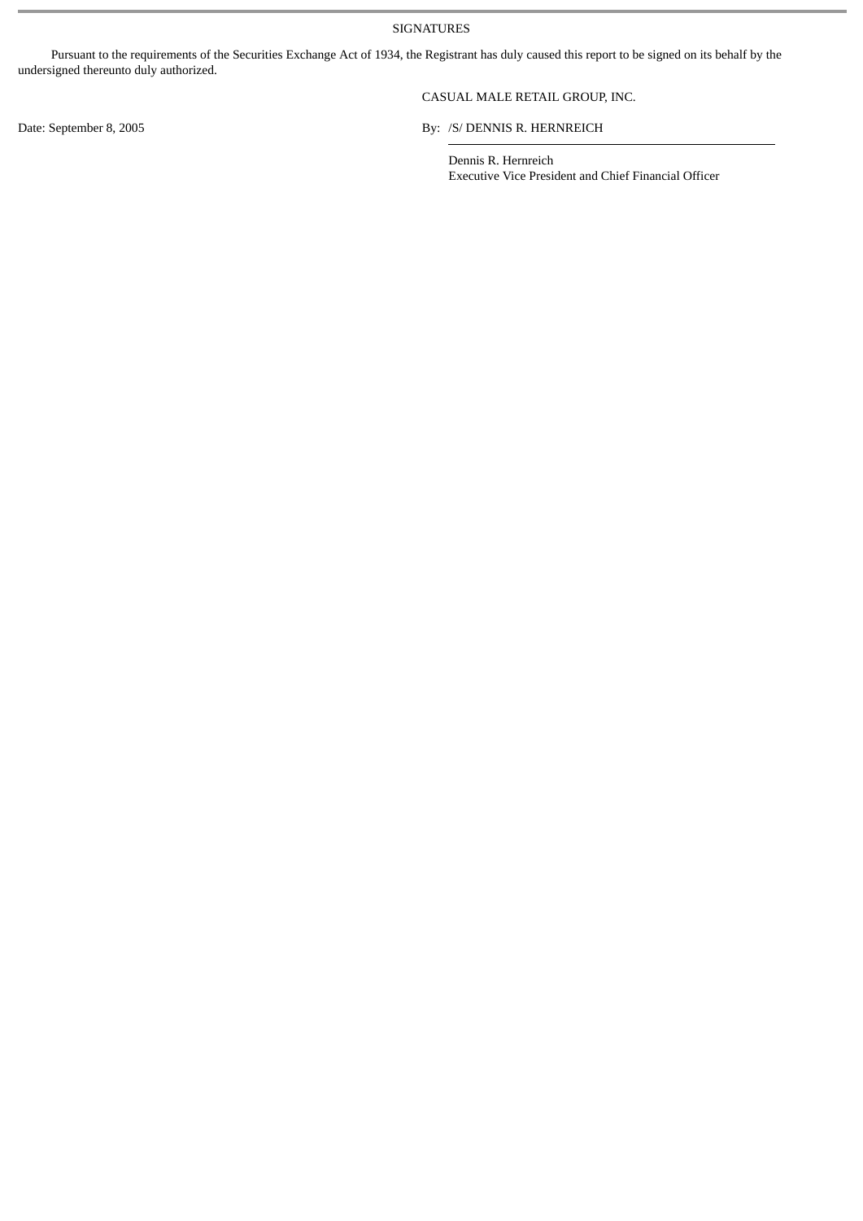## SIGNATURES

Pursuant to the requirements of the Securities Exchange Act of 1934, the Registrant has duly caused this report to be signed on its behalf by the undersigned thereunto duly authorized.

CASUAL MALE RETAIL GROUP, INC.

Date: September 8, 2005

By: /S/ DENNIS R. HERNREICH

Dennis R. Hernreich
Executive Vice President and Chief Financial Officer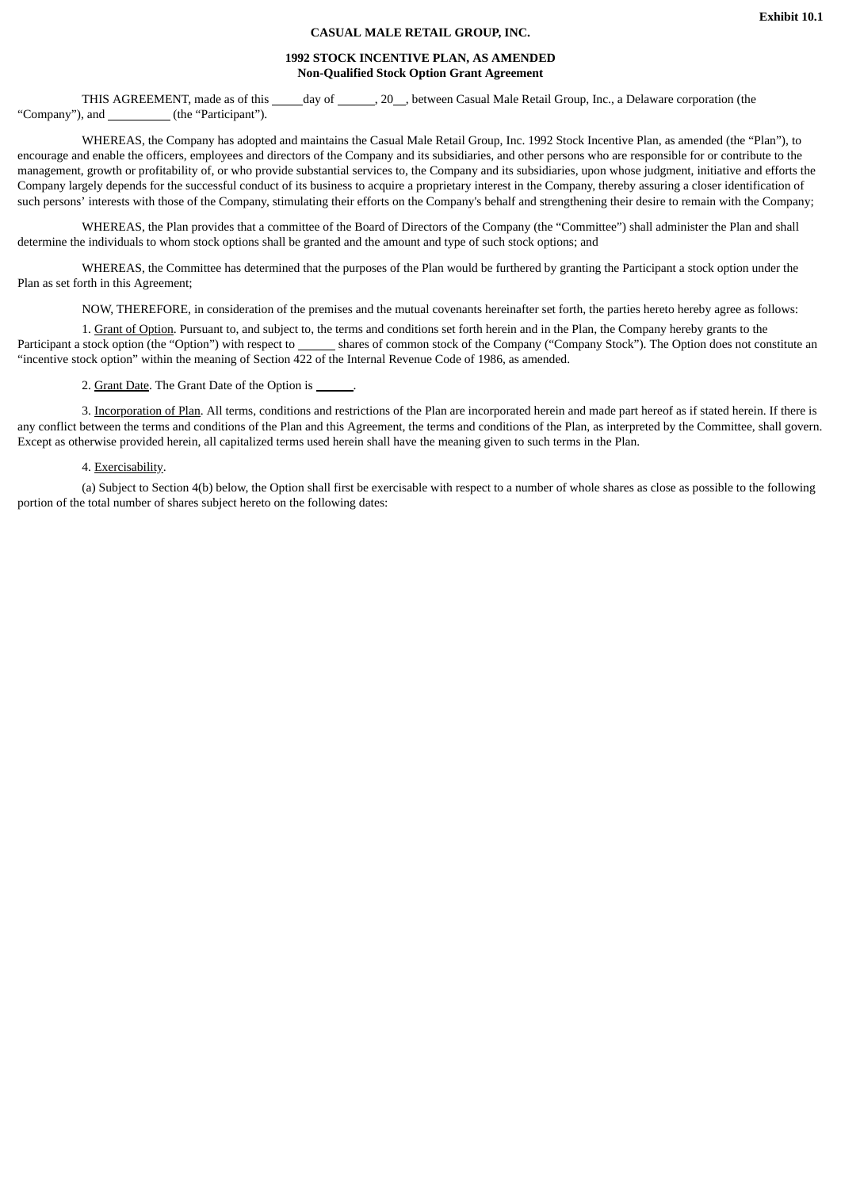Exhibit 10.1

**CASUAL MALE RETAIL GROUP, INC.**

**1992 STOCK INCENTIVE PLAN, AS AMENDED**
**Non-Qualified Stock Option Grant Agreement**

THIS AGREEMENT, made as of this _____day of ______, 20__, between Casual Male Retail Group, Inc., a Delaware corporation (the "Company"), and __________ (the "Participant").

WHEREAS, the Company has adopted and maintains the Casual Male Retail Group, Inc. 1992 Stock Incentive Plan, as amended (the "Plan"), to encourage and enable the officers, employees and directors of the Company and its subsidiaries, and other persons who are responsible for or contribute to the management, growth or profitability of, or who provide substantial services to, the Company and its subsidiaries, upon whose judgment, initiative and efforts the Company largely depends for the successful conduct of its business to acquire a proprietary interest in the Company, thereby assuring a closer identification of such persons' interests with those of the Company, stimulating their efforts on the Company's behalf and strengthening their desire to remain with the Company;

WHEREAS, the Plan provides that a committee of the Board of Directors of the Company (the "Committee") shall administer the Plan and shall determine the individuals to whom stock options shall be granted and the amount and type of such stock options; and

WHEREAS, the Committee has determined that the purposes of the Plan would be furthered by granting the Participant a stock option under the Plan as set forth in this Agreement;

NOW, THEREFORE, in consideration of the premises and the mutual covenants hereinafter set forth, the parties hereto hereby agree as follows:

1. Grant of Option. Pursuant to, and subject to, the terms and conditions set forth herein and in the Plan, the Company hereby grants to the Participant a stock option (the "Option") with respect to ______ shares of common stock of the Company ("Company Stock"). The Option does not constitute an "incentive stock option" within the meaning of Section 422 of the Internal Revenue Code of 1986, as amended.

2. Grant Date. The Grant Date of the Option is ______.

3. Incorporation of Plan. All terms, conditions and restrictions of the Plan are incorporated herein and made part hereof as if stated herein. If there is any conflict between the terms and conditions of the Plan and this Agreement, the terms and conditions of the Plan, as interpreted by the Committee, shall govern. Except as otherwise provided herein, all capitalized terms used herein shall have the meaning given to such terms in the Plan.

4. Exercisability.

(a) Subject to Section 4(b) below, the Option shall first be exercisable with respect to a number of whole shares as close as possible to the following portion of the total number of shares subject hereto on the following dates: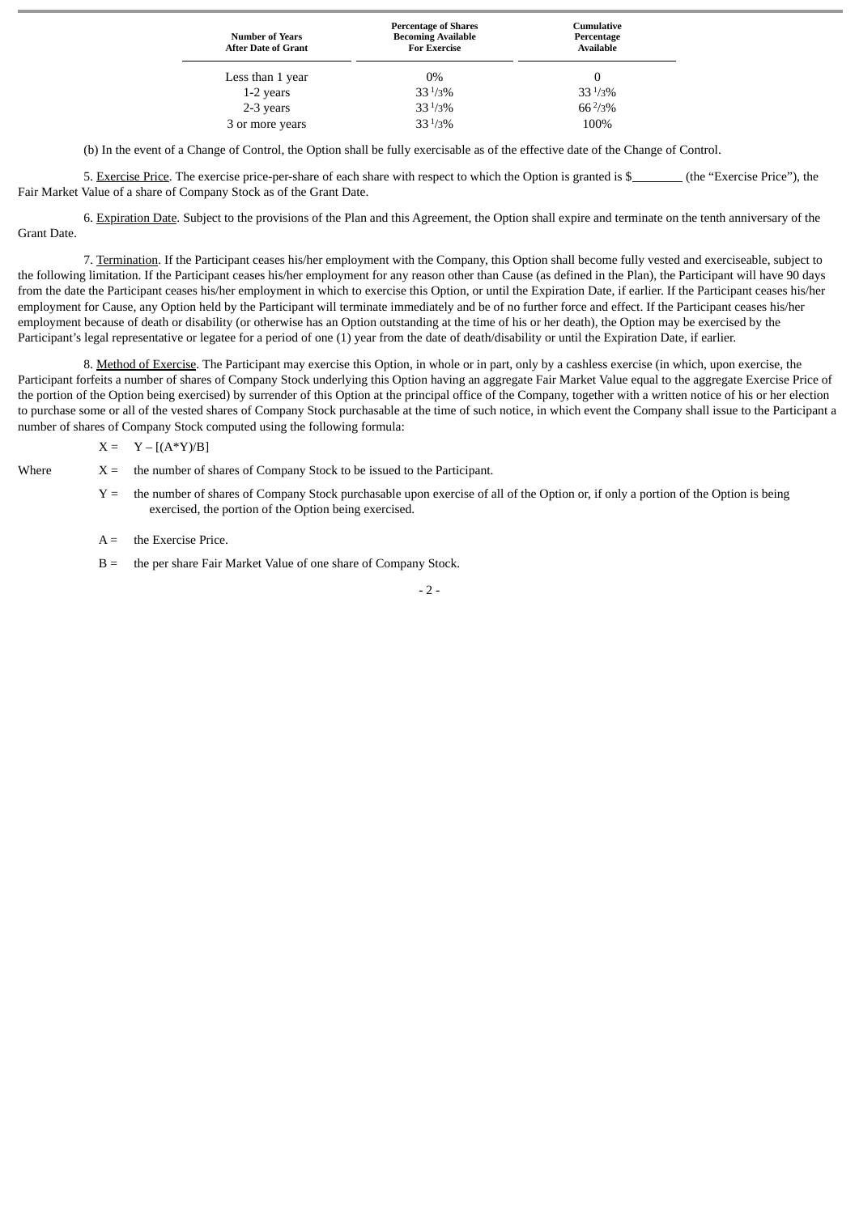| Number of Years After Date of Grant | Percentage of Shares Becoming Available For Exercise | Cumulative Percentage Available |
|---|---|---|
| Less than 1 year | 0% | 0 |
| 1-2 years | 33 1/3% | 33 1/3% |
| 2-3 years | 33 1/3% | 66 2/3% |
| 3 or more years | 33 1/3% | 100% |

(b) In the event of a Change of Control, the Option shall be fully exercisable as of the effective date of the Change of Control.

5. Exercise Price. The exercise price-per-share of each share with respect to which the Option is granted is $________ (the “Exercise Price”), the Fair Market Value of a share of Company Stock as of the Grant Date.

6. Expiration Date. Subject to the provisions of the Plan and this Agreement, the Option shall expire and terminate on the tenth anniversary of the Grant Date.

7. Termination. If the Participant ceases his/her employment with the Company, this Option shall become fully vested and exerciseable, subject to the following limitation. If the Participant ceases his/her employment for any reason other than Cause (as defined in the Plan), the Participant will have 90 days from the date the Participant ceases his/her employment in which to exercise this Option, or until the Expiration Date, if earlier. If the Participant ceases his/her employment for Cause, any Option held by the Participant will terminate immediately and be of no further force and effect. If the Participant ceases his/her employment because of death or disability (or otherwise has an Option outstanding at the time of his or her death), the Option may be exercised by the Participant’s legal representative or legatee for a period of one (1) year from the date of death/disability or until the Expiration Date, if earlier.

8. Method of Exercise. The Participant may exercise this Option, in whole or in part, only by a cashless exercise (in which, upon exercise, the Participant forfeits a number of shares of Company Stock underlying this Option having an aggregate Fair Market Value equal to the aggregate Exercise Price of the portion of the Option being exercised) by surrender of this Option at the principal office of the Company, together with a written notice of his or her election to purchase some or all of the vested shares of Company Stock purchasable at the time of such notice, in which event the Company shall issue to the Participant a number of shares of Company Stock computed using the following formula:

$$X = Y - [(A*Y)/B]$$

Where

$X$ = the number of shares of Company Stock to be issued to the Participant.

$Y$ = the number of shares of Company Stock purchasable upon exercise of all of the Option or, if only a portion of the Option is being exercised, the portion of the Option being exercised.

$A$ = the Exercise Price.

$B$ = the per share Fair Market Value of one share of Company Stock.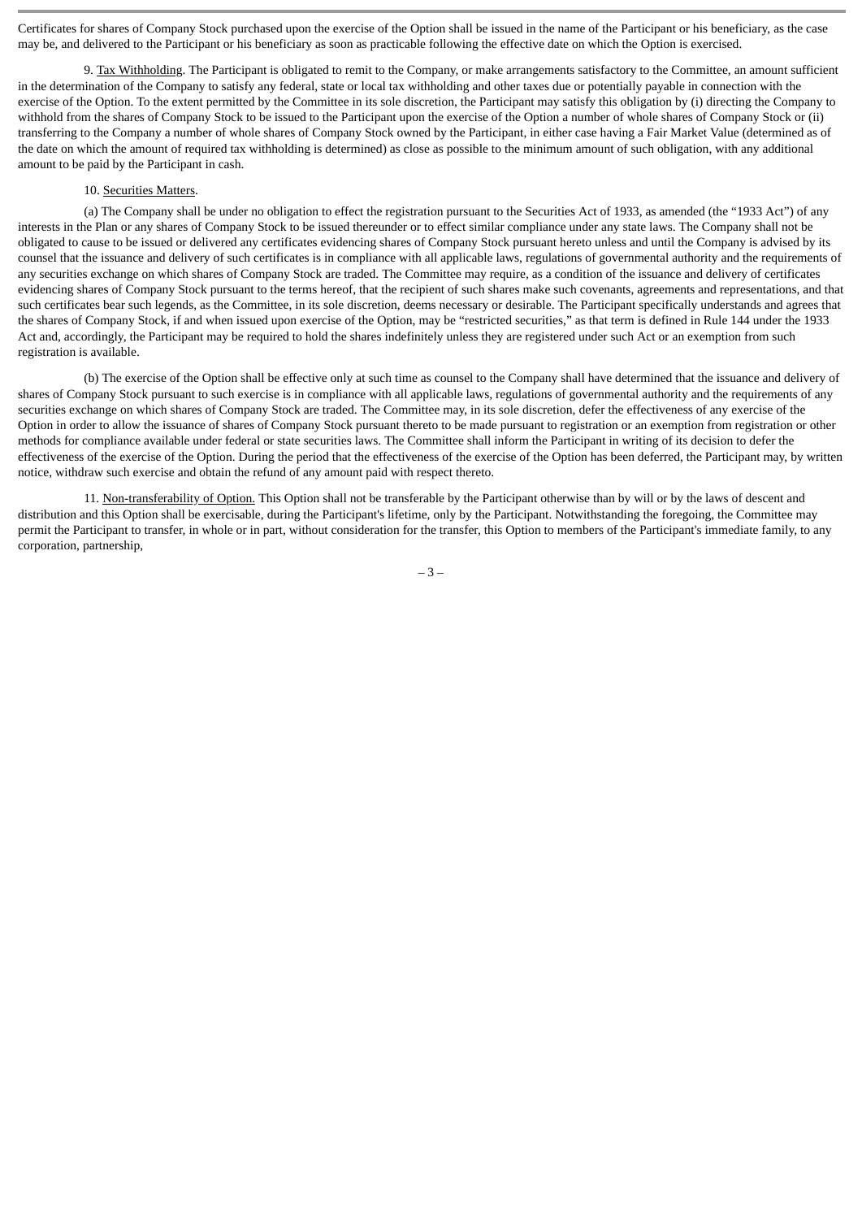Certificates for shares of Company Stock purchased upon the exercise of the Option shall be issued in the name of the Participant or his beneficiary, as the case may be, and delivered to the Participant or his beneficiary as soon as practicable following the effective date on which the Option is exercised.

9. Tax Withholding. The Participant is obligated to remit to the Company, or make arrangements satisfactory to the Committee, an amount sufficient in the determination of the Company to satisfy any federal, state or local tax withholding and other taxes due or potentially payable in connection with the exercise of the Option. To the extent permitted by the Committee in its sole discretion, the Participant may satisfy this obligation by (i) directing the Company to withhold from the shares of Company Stock to be issued to the Participant upon the exercise of the Option a number of whole shares of Company Stock or (ii) transferring to the Company a number of whole shares of Company Stock owned by the Participant, in either case having a Fair Market Value (determined as of the date on which the amount of required tax withholding is determined) as close as possible to the minimum amount of such obligation, with any additional amount to be paid by the Participant in cash.

10. Securities Matters.

(a) The Company shall be under no obligation to effect the registration pursuant to the Securities Act of 1933, as amended (the "1933 Act") of any interests in the Plan or any shares of Company Stock to be issued thereunder or to effect similar compliance under any state laws. The Company shall not be obligated to cause to be issued or delivered any certificates evidencing shares of Company Stock pursuant hereto unless and until the Company is advised by its counsel that the issuance and delivery of such certificates is in compliance with all applicable laws, regulations of governmental authority and the requirements of any securities exchange on which shares of Company Stock are traded. The Committee may require, as a condition of the issuance and delivery of certificates evidencing shares of Company Stock pursuant to the terms hereof, that the recipient of such shares make such covenants, agreements and representations, and that such certificates bear such legends, as the Committee, in its sole discretion, deems necessary or desirable. The Participant specifically understands and agrees that the shares of Company Stock, if and when issued upon exercise of the Option, may be "restricted securities," as that term is defined in Rule 144 under the 1933 Act and, accordingly, the Participant may be required to hold the shares indefinitely unless they are registered under such Act or an exemption from such registration is available.

(b) The exercise of the Option shall be effective only at such time as counsel to the Company shall have determined that the issuance and delivery of shares of Company Stock pursuant to such exercise is in compliance with all applicable laws, regulations of governmental authority and the requirements of any securities exchange on which shares of Company Stock are traded. The Committee may, in its sole discretion, defer the effectiveness of any exercise of the Option in order to allow the issuance of shares of Company Stock pursuant thereto to be made pursuant to registration or an exemption from registration or other methods for compliance available under federal or state securities laws. The Committee shall inform the Participant in writing of its decision to defer the effectiveness of the exercise of the Option. During the period that the effectiveness of the exercise of the Option has been deferred, the Participant may, by written notice, withdraw such exercise and obtain the refund of any amount paid with respect thereto.

11. Non-transferability of Option. This Option shall not be transferable by the Participant otherwise than by will or by the laws of descent and distribution and this Option shall be exercisable, during the Participant's lifetime, only by the Participant. Notwithstanding the foregoing, the Committee may permit the Participant to transfer, in whole or in part, without consideration for the transfer, this Option to members of the Participant's immediate family, to any corporation, partnership,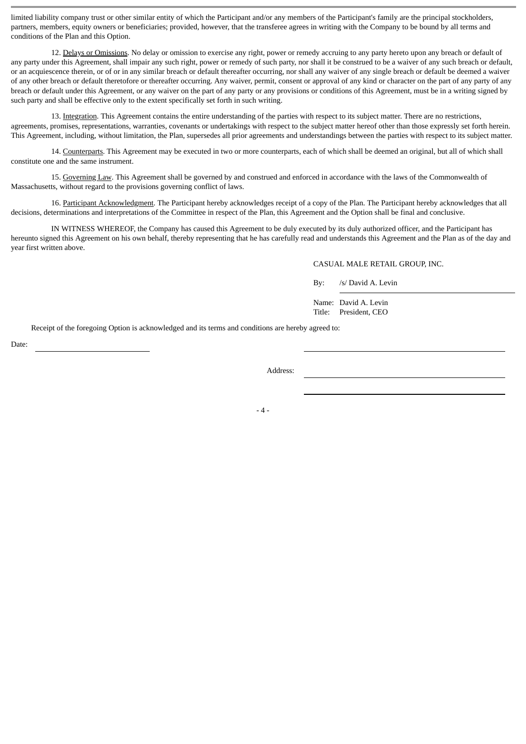limited liability company trust or other similar entity of which the Participant and/or any members of the Participant's family are the principal stockholders, partners, members, equity owners or beneficiaries; provided, however, that the transferee agrees in writing with the Company to be bound by all terms and conditions of the Plan and this Option.

12. Delays or Omissions. No delay or omission to exercise any right, power or remedy accruing to any party hereto upon any breach or default of any party under this Agreement, shall impair any such right, power or remedy of such party, nor shall it be construed to be a waiver of any such breach or default, or an acquiescence therein, or of or in any similar breach or default thereafter occurring, nor shall any waiver of any single breach or default be deemed a waiver of any other breach or default theretofore or thereafter occurring. Any waiver, permit, consent or approval of any kind or character on the part of any party of any breach or default under this Agreement, or any waiver on the part of any party or any provisions or conditions of this Agreement, must be in a writing signed by such party and shall be effective only to the extent specifically set forth in such writing.

13. Integration. This Agreement contains the entire understanding of the parties with respect to its subject matter. There are no restrictions, agreements, promises, representations, warranties, covenants or undertakings with respect to the subject matter hereof other than those expressly set forth herein. This Agreement, including, without limitation, the Plan, supersedes all prior agreements and understandings between the parties with respect to its subject matter.

14. Counterparts. This Agreement may be executed in two or more counterparts, each of which shall be deemed an original, but all of which shall constitute one and the same instrument.

15. Governing Law. This Agreement shall be governed by and construed and enforced in accordance with the laws of the Commonwealth of Massachusetts, without regard to the provisions governing conflict of laws.

16. Participant Acknowledgment. The Participant hereby acknowledges receipt of a copy of the Plan. The Participant hereby acknowledges that all decisions, determinations and interpretations of the Committee in respect of the Plan, this Agreement and the Option shall be final and conclusive.

IN WITNESS WHEREOF, the Company has caused this Agreement to be duly executed by its duly authorized officer, and the Participant has hereunto signed this Agreement on his own behalf, thereby representing that he has carefully read and understands this Agreement and the Plan as of the day and year first written above.

CASUAL MALE RETAIL GROUP, INC.

By: /s/ David A. Levin

Name: David A. Levin
Title: President, CEO

Receipt of the foregoing Option is acknowledged and its terms and conditions are hereby agreed to:

Date: ____________________ ____________________

Address: ____________________

____________________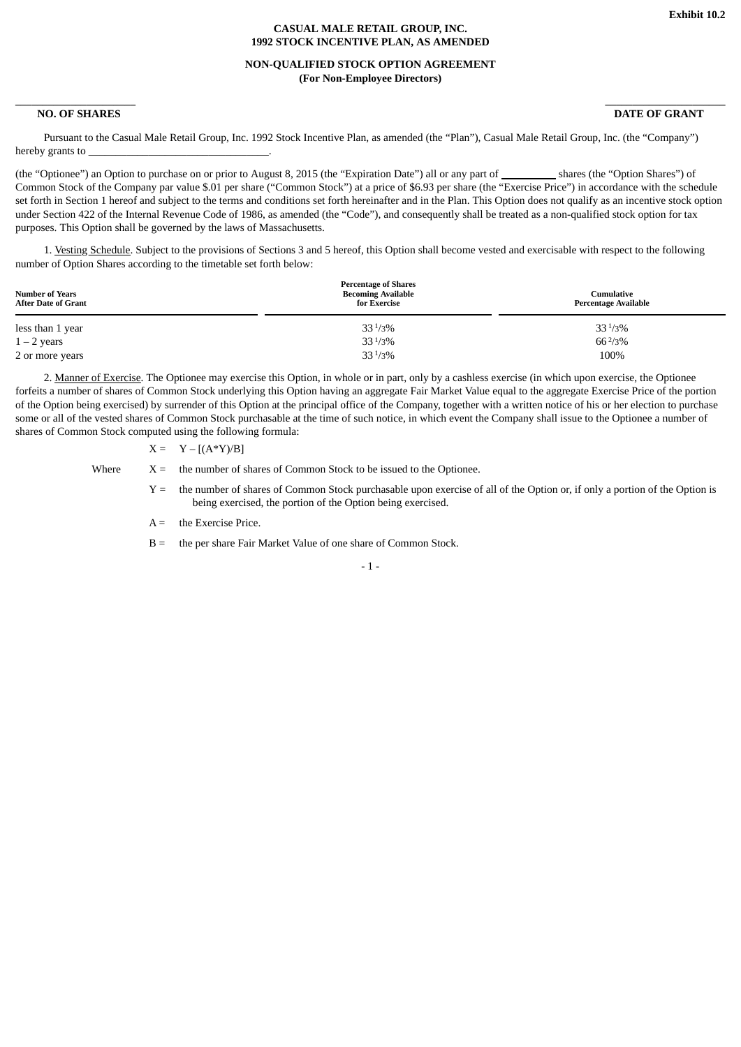Exhibit 10.2

**CASUAL MALE RETAIL GROUP, INC.**
**1992 STOCK INCENTIVE PLAN, AS AMENDED**

**NON-QUALIFIED STOCK OPTION AGREEMENT**
**(For Non-Employee Directors)**

| **NO. OF SHARES** | **DATE OF GRANT** |
|---|---|
| _____________________ | _____________________ |

Pursuant to the Casual Male Retail Group, Inc. 1992 Stock Incentive Plan, as amended (the "Plan"), Casual Male Retail Group, Inc. (the "Company") hereby grants to _________________________________.

(the "Optionee") an Option to purchase on or prior to August 8, 2015 (the "Expiration Date") all or any part of __________ shares (the "Option Shares") of Common Stock of the Company par value $.01 per share ("Common Stock") at a price of $6.93 per share (the "Exercise Price") in accordance with the schedule set forth in Section 1 hereof and subject to the terms and conditions set forth hereinafter and in the Plan. This Option does not qualify as an incentive stock option under Section 422 of the Internal Revenue Code of 1986, as amended (the "Code"), and consequently shall be treated as a non-qualified stock option for tax purposes. This Option shall be governed by the laws of Massachusetts.

1. Vesting Schedule. Subject to the provisions of Sections 3 and 5 hereof, this Option shall become vested and exercisable with respect to the following number of Option Shares according to the timetable set forth below:

| Number of Years After Date of Grant | Percentage of Shares Becoming Available for Exercise | Cumulative Percentage Available |
|---|---|---|
| less than 1 year | 33 1/3% | 33 1/3% |
| 1 – 2 years | 33 1/3% | 66 2/3% |
| 2 or more years | 33 1/3% | 100% |

2. Manner of Exercise. The Optionee may exercise this Option, in whole or in part, only by a cashless exercise (in which upon exercise, the Optionee forfeits a number of shares of Common Stock underlying this Option having an aggregate Fair Market Value equal to the aggregate Exercise Price of the portion of the Option being exercised) by surrender of this Option at the principal office of the Company, together with a written notice of his or her election to purchase some or all of the vested shares of Common Stock purchasable at the time of such notice, in which event the Company shall issue to the Optionee a number of shares of Common Stock computed using the following formula:

$$X = Y - [(A*Y)/B]$$

Where

- $X$ = the number of shares of Common Stock to be issued to the Optionee.
- $Y$ = the number of shares of Common Stock purchasable upon exercise of all of the Option or, if only a portion of the Option is being exercised, the portion of the Option being exercised.
- $A$ = the Exercise Price.
- $B$ = the per share Fair Market Value of one share of Common Stock.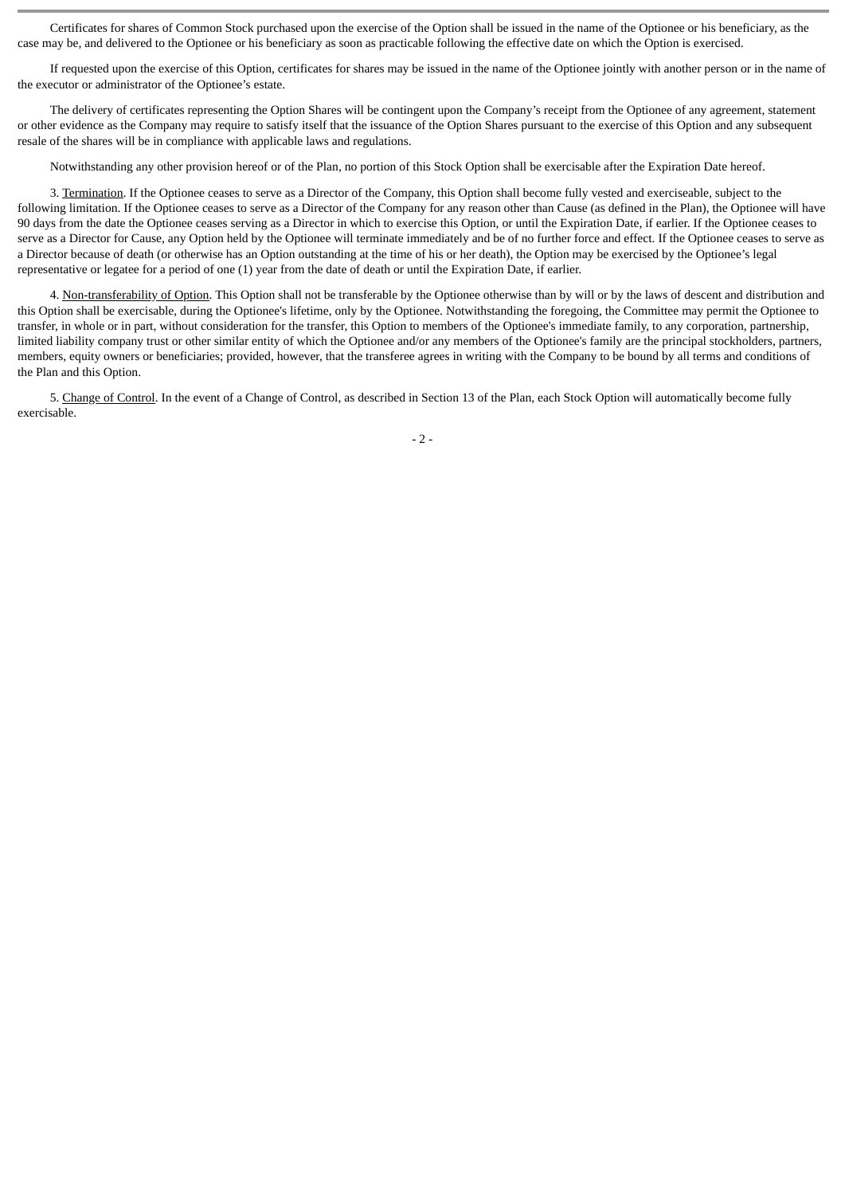Certificates for shares of Common Stock purchased upon the exercise of the Option shall be issued in the name of the Optionee or his beneficiary, as the case may be, and delivered to the Optionee or his beneficiary as soon as practicable following the effective date on which the Option is exercised.

If requested upon the exercise of this Option, certificates for shares may be issued in the name of the Optionee jointly with another person or in the name of the executor or administrator of the Optionee's estate.

The delivery of certificates representing the Option Shares will be contingent upon the Company's receipt from the Optionee of any agreement, statement or other evidence as the Company may require to satisfy itself that the issuance of the Option Shares pursuant to the exercise of this Option and any subsequent resale of the shares will be in compliance with applicable laws and regulations.

Notwithstanding any other provision hereof or of the Plan, no portion of this Stock Option shall be exercisable after the Expiration Date hereof.

3. Termination. If the Optionee ceases to serve as a Director of the Company, this Option shall become fully vested and exerciseable, subject to the following limitation. If the Optionee ceases to serve as a Director of the Company for any reason other than Cause (as defined in the Plan), the Optionee will have 90 days from the date the Optionee ceases serving as a Director in which to exercise this Option, or until the Expiration Date, if earlier. If the Optionee ceases to serve as a Director for Cause, any Option held by the Optionee will terminate immediately and be of no further force and effect. If the Optionee ceases to serve as a Director because of death (or otherwise has an Option outstanding at the time of his or her death), the Option may be exercised by the Optionee's legal representative or legatee for a period of one (1) year from the date of death or until the Expiration Date, if earlier.

4. Non-transferability of Option. This Option shall not be transferable by the Optionee otherwise than by will or by the laws of descent and distribution and this Option shall be exercisable, during the Optionee's lifetime, only by the Optionee. Notwithstanding the foregoing, the Committee may permit the Optionee to transfer, in whole or in part, without consideration for the transfer, this Option to members of the Optionee's immediate family, to any corporation, partnership, limited liability company trust or other similar entity of which the Optionee and/or any members of the Optionee's family are the principal stockholders, partners, members, equity owners or beneficiaries; provided, however, that the transferee agrees in writing with the Company to be bound by all terms and conditions of the Plan and this Option.

5. Change of Control. In the event of a Change of Control, as described in Section 13 of the Plan, each Stock Option will automatically become fully exercisable.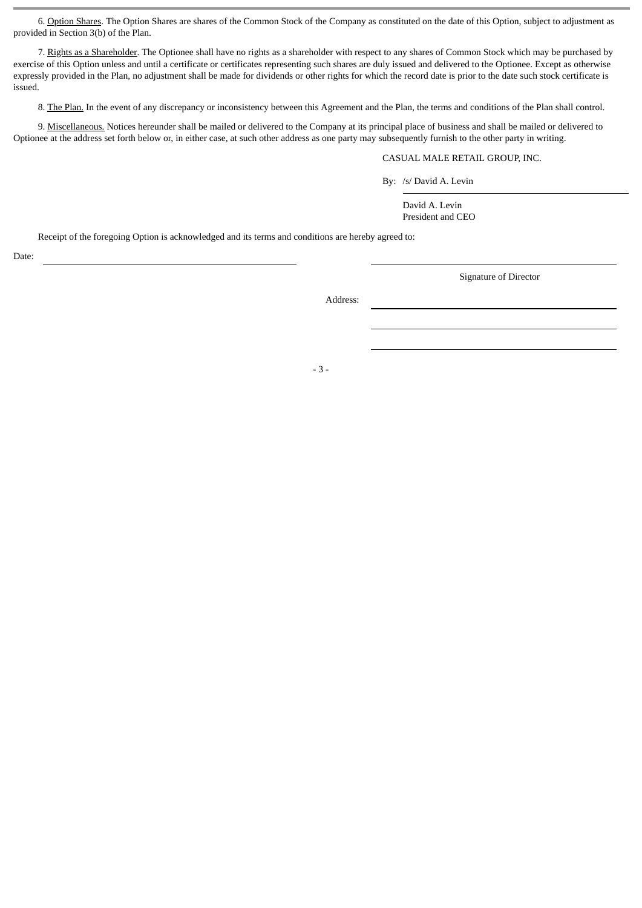6. Option Shares. The Option Shares are shares of the Common Stock of the Company as constituted on the date of this Option, subject to adjustment as provided in Section 3(b) of the Plan.

7. Rights as a Shareholder. The Optionee shall have no rights as a shareholder with respect to any shares of Common Stock which may be purchased by exercise of this Option unless and until a certificate or certificates representing such shares are duly issued and delivered to the Optionee. Except as otherwise expressly provided in the Plan, no adjustment shall be made for dividends or other rights for which the record date is prior to the date such stock certificate is issued.

8. The Plan. In the event of any discrepancy or inconsistency between this Agreement and the Plan, the terms and conditions of the Plan shall control.

9. Miscellaneous. Notices hereunder shall be mailed or delivered to the Company at its principal place of business and shall be mailed or delivered to Optionee at the address set forth below or, in either case, at such other address as one party may subsequently furnish to the other party in writing.

CASUAL MALE RETAIL GROUP, INC.

By: /s/ David A. Levin

David A. Levin
President and CEO

Receipt of the foregoing Option is acknowledged and its terms and conditions are hereby agreed to:

Date: \_\_\_\_\_\_\_\_\_\_\_\_\_\_\_\_\_\_\_\_\_\_\_\_\_\_

\_\_\_\_\_\_\_\_\_\_\_\_\_\_\_\_\_\_\_\_\_\_\_\_\_\_
Signature of Director

Address: \_\_\_\_\_\_\_\_\_\_\_\_\_\_\_\_\_\_\_\_\_\_\_\_\_\_

\_\_\_\_\_\_\_\_\_\_\_\_\_\_\_\_\_\_\_\_\_\_\_\_\_\_

\_\_\_\_\_\_\_\_\_\_\_\_\_\_\_\_\_\_\_\_\_\_\_\_\_\_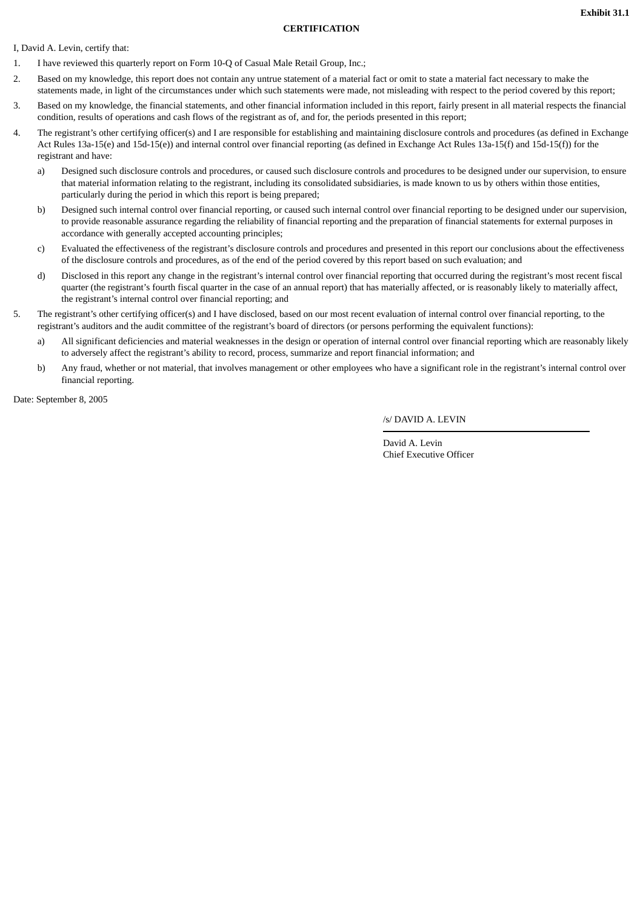**Exhibit 31.1**

**CERTIFICATION**

I, David A. Levin, certify that:

1. I have reviewed this quarterly report on Form 10-Q of Casual Male Retail Group, Inc.;

2. Based on my knowledge, this report does not contain any untrue statement of a material fact or omit to state a material fact necessary to make the statements made, in light of the circumstances under which such statements were made, not misleading with respect to the period covered by this report;

3. Based on my knowledge, the financial statements, and other financial information included in this report, fairly present in all material respects the financial condition, results of operations and cash flows of the registrant as of, and for, the periods presented in this report;

4. The registrant's other certifying officer(s) and I are responsible for establishing and maintaining disclosure controls and procedures (as defined in Exchange Act Rules 13a-15(e) and 15d-15(e)) and internal control over financial reporting (as defined in Exchange Act Rules 13a-15(f) and 15d-15(f)) for the registrant and have:

   a) Designed such disclosure controls and procedures, or caused such disclosure controls and procedures to be designed under our supervision, to ensure that material information relating to the registrant, including its consolidated subsidiaries, is made known to us by others within those entities, particularly during the period in which this report is being prepared;

   b) Designed such internal control over financial reporting, or caused such internal control over financial reporting to be designed under our supervision, to provide reasonable assurance regarding the reliability of financial reporting and the preparation of financial statements for external purposes in accordance with generally accepted accounting principles;

   c) Evaluated the effectiveness of the registrant's disclosure controls and procedures and presented in this report our conclusions about the effectiveness of the disclosure controls and procedures, as of the end of the period covered by this report based on such evaluation; and

   d) Disclosed in this report any change in the registrant's internal control over financial reporting that occurred during the registrant's most recent fiscal quarter (the registrant's fourth fiscal quarter in the case of an annual report) that has materially affected, or is reasonably likely to materially affect, the registrant's internal control over financial reporting; and

5. The registrant's other certifying officer(s) and I have disclosed, based on our most recent evaluation of internal control over financial reporting, to the registrant's auditors and the audit committee of the registrant's board of directors (or persons performing the equivalent functions):

   a) All significant deficiencies and material weaknesses in the design or operation of internal control over financial reporting which are reasonably likely to adversely affect the registrant's ability to record, process, summarize and report financial information; and

   b) Any fraud, whether or not material, that involves management or other employees who have a significant role in the registrant's internal control over financial reporting.

Date: September 8, 2005

/s/ DAVID A. LEVIN

David A. Levin
Chief Executive Officer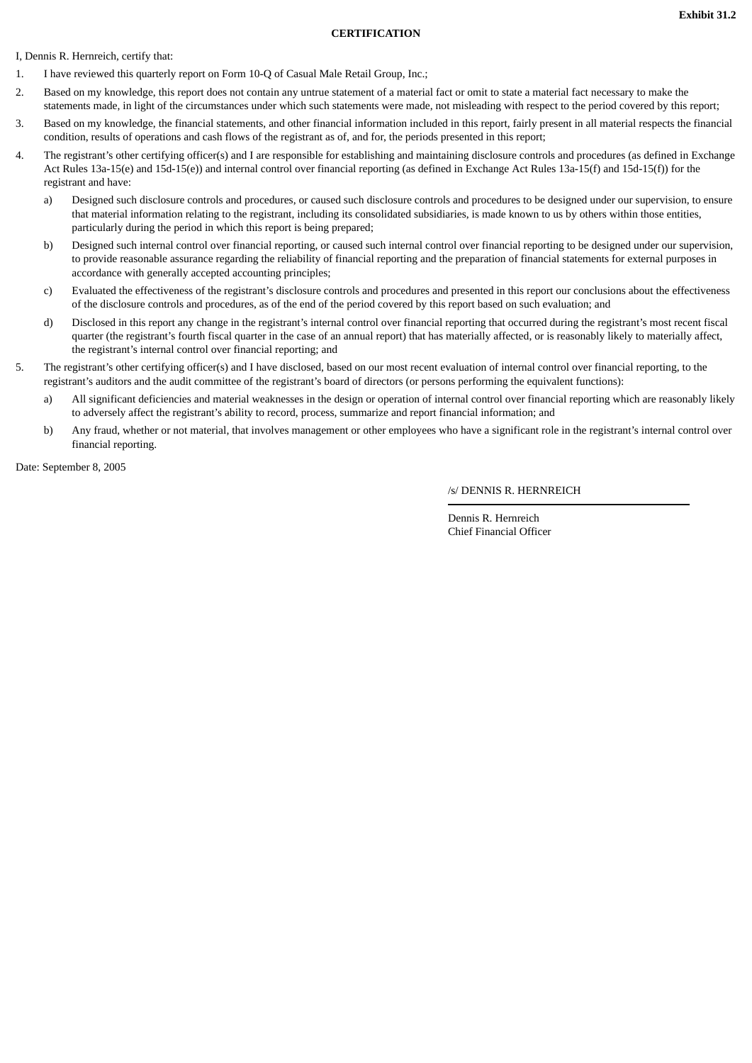**Exhibit 31.2**

**CERTIFICATION**

I, Dennis R. Hernreich, certify that:

1. I have reviewed this quarterly report on Form 10-Q of Casual Male Retail Group, Inc.;
2. Based on my knowledge, this report does not contain any untrue statement of a material fact or omit to state a material fact necessary to make the statements made, in light of the circumstances under which such statements were made, not misleading with respect to the period covered by this report;
3. Based on my knowledge, the financial statements, and other financial information included in this report, fairly present in all material respects the financial condition, results of operations and cash flows of the registrant as of, and for, the periods presented in this report;
4. The registrant's other certifying officer(s) and I are responsible for establishing and maintaining disclosure controls and procedures (as defined in Exchange Act Rules 13a-15(e) and 15d-15(e)) and internal control over financial reporting (as defined in Exchange Act Rules 13a-15(f) and 15d-15(f)) for the registrant and have:
   a) Designed such disclosure controls and procedures, or caused such disclosure controls and procedures to be designed under our supervision, to ensure that material information relating to the registrant, including its consolidated subsidiaries, is made known to us by others within those entities, particularly during the period in which this report is being prepared;
   b) Designed such internal control over financial reporting, or caused such internal control over financial reporting to be designed under our supervision, to provide reasonable assurance regarding the reliability of financial reporting and the preparation of financial statements for external purposes in accordance with generally accepted accounting principles;
   c) Evaluated the effectiveness of the registrant's disclosure controls and procedures and presented in this report our conclusions about the effectiveness of the disclosure controls and procedures, as of the end of the period covered by this report based on such evaluation; and
   d) Disclosed in this report any change in the registrant's internal control over financial reporting that occurred during the registrant's most recent fiscal quarter (the registrant's fourth fiscal quarter in the case of an annual report) that has materially affected, or is reasonably likely to materially affect, the registrant's internal control over financial reporting; and
5. The registrant's other certifying officer(s) and I have disclosed, based on our most recent evaluation of internal control over financial reporting, to the registrant's auditors and the audit committee of the registrant's board of directors (or persons performing the equivalent functions):
   a) All significant deficiencies and material weaknesses in the design or operation of internal control over financial reporting which are reasonably likely to adversely affect the registrant's ability to record, process, summarize and report financial information; and
   b) Any fraud, whether or not material, that involves management or other employees who have a significant role in the registrant's internal control over financial reporting.

Date: September 8, 2005

/s/ DENNIS R. HERNREICH

Dennis R. Hernreich
Chief Financial Officer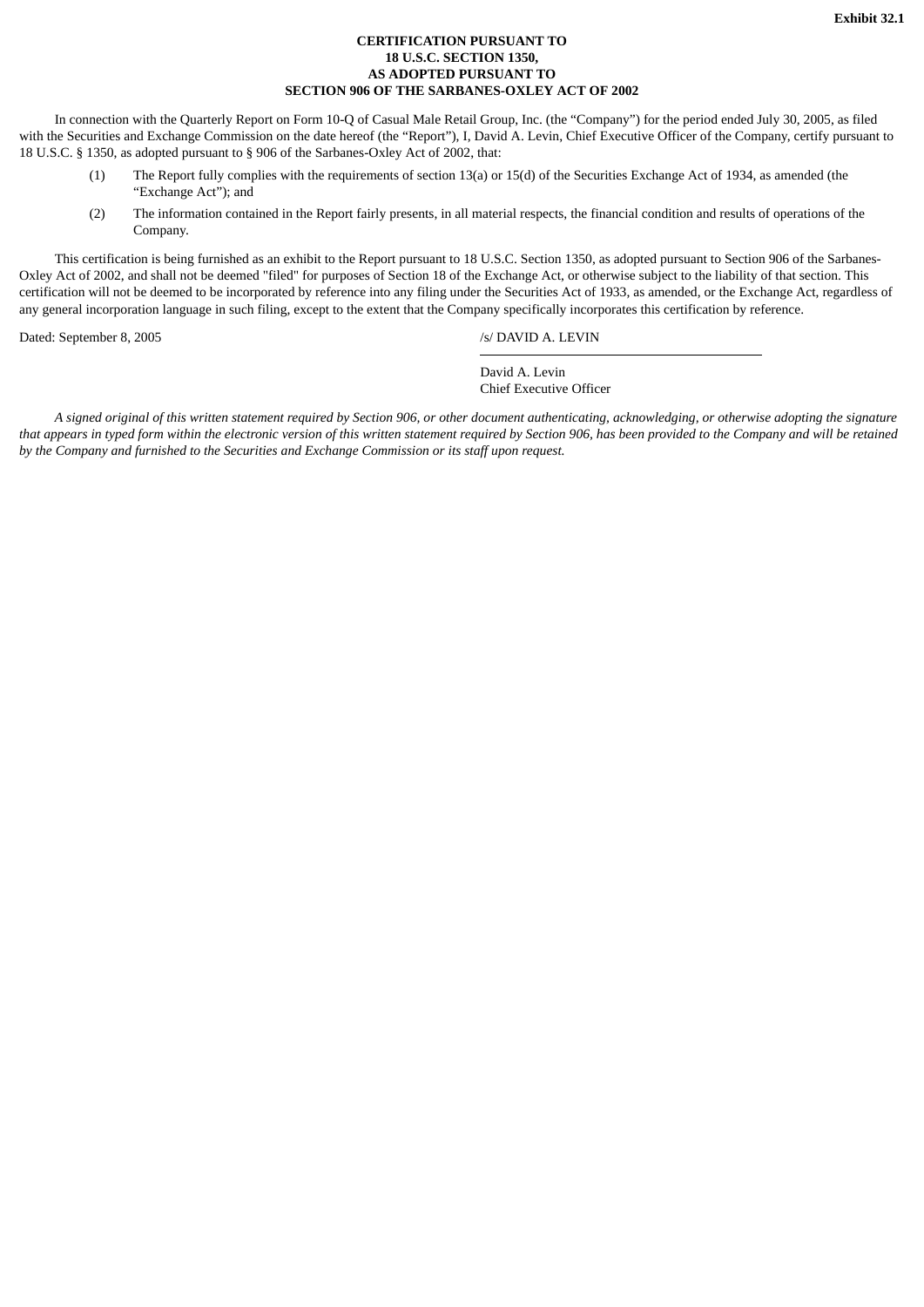**Exhibit 32.1**

**CERTIFICATION PURSUANT TO**
**18 U.S.C. SECTION 1350,**
**AS ADOPTED PURSUANT TO**
**SECTION 906 OF THE SARBANES-OXLEY ACT OF 2002**

In connection with the Quarterly Report on Form 10-Q of Casual Male Retail Group, Inc. (the "Company") for the period ended July 30, 2005, as filed with the Securities and Exchange Commission on the date hereof (the "Report"), I, David A. Levin, Chief Executive Officer of the Company, certify pursuant to 18 U.S.C. § 1350, as adopted pursuant to § 906 of the Sarbanes-Oxley Act of 2002, that:

(1) The Report fully complies with the requirements of section 13(a) or 15(d) of the Securities Exchange Act of 1934, as amended (the "Exchange Act"); and

(2) The information contained in the Report fairly presents, in all material respects, the financial condition and results of operations of the Company.

This certification is being furnished as an exhibit to the Report pursuant to 18 U.S.C. Section 1350, as adopted pursuant to Section 906 of the Sarbanes-Oxley Act of 2002, and shall not be deemed "filed" for purposes of Section 18 of the Exchange Act, or otherwise subject to the liability of that section. This certification will not be deemed to be incorporated by reference into any filing under the Securities Act of 1933, as amended, or the Exchange Act, regardless of any general incorporation language in such filing, except to the extent that the Company specifically incorporates this certification by reference.

Dated: September 8, 2005

/s/ DAVID A. LEVIN

David A. Levin
Chief Executive Officer

*A signed original of this written statement required by Section 906, or other document authenticating, acknowledging, or otherwise adopting the signature that appears in typed form within the electronic version of this written statement required by Section 906, has been provided to the Company and will be retained by the Company and furnished to the Securities and Exchange Commission or its staff upon request.*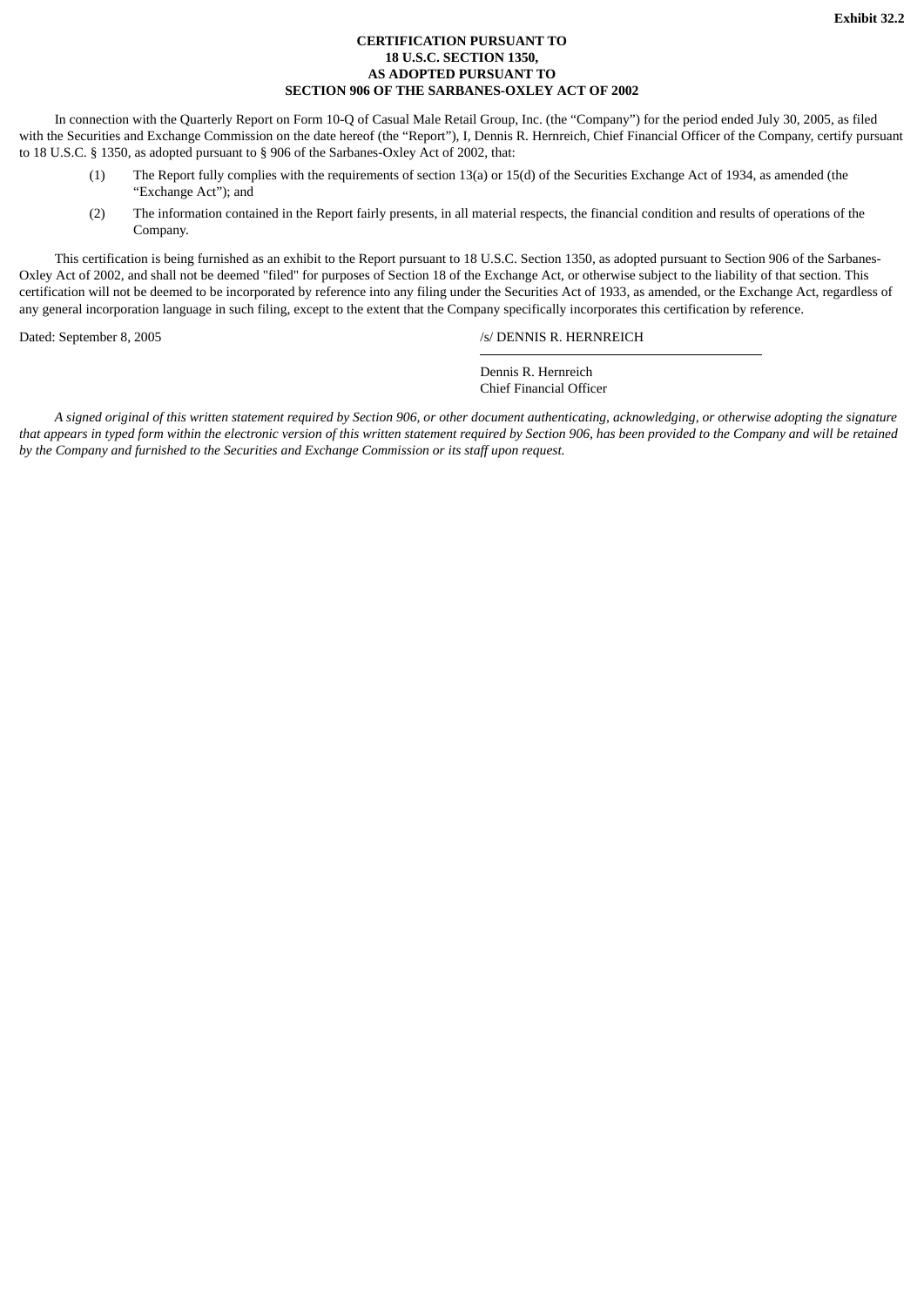**Exhibit 32.2**

**CERTIFICATION PURSUANT TO**
**18 U.S.C. SECTION 1350,**
**AS ADOPTED PURSUANT TO**
**SECTION 906 OF THE SARBANES-OXLEY ACT OF 2002**

In connection with the Quarterly Report on Form 10-Q of Casual Male Retail Group, Inc. (the "Company") for the period ended July 30, 2005, as filed with the Securities and Exchange Commission on the date hereof (the "Report"), I, Dennis R. Hernreich, Chief Financial Officer of the Company, certify pursuant to 18 U.S.C. § 1350, as adopted pursuant to § 906 of the Sarbanes-Oxley Act of 2002, that:

(1) The Report fully complies with the requirements of section 13(a) or 15(d) of the Securities Exchange Act of 1934, as amended (the "Exchange Act"); and

(2) The information contained in the Report fairly presents, in all material respects, the financial condition and results of operations of the Company.

This certification is being furnished as an exhibit to the Report pursuant to 18 U.S.C. Section 1350, as adopted pursuant to Section 906 of the Sarbanes-Oxley Act of 2002, and shall not be deemed "filed" for purposes of Section 18 of the Exchange Act, or otherwise subject to the liability of that section. This certification will not be deemed to be incorporated by reference into any filing under the Securities Act of 1933, as amended, or the Exchange Act, regardless of any general incorporation language in such filing, except to the extent that the Company specifically incorporates this certification by reference.

Dated: September 8, 2005

/s/ DENNIS R. HERNREICH

Dennis R. Hernreich
Chief Financial Officer

*A signed original of this written statement required by Section 906, or other document authenticating, acknowledging, or otherwise adopting the signature that appears in typed form within the electronic version of this written statement required by Section 906, has been provided to the Company and will be retained by the Company and furnished to the Securities and Exchange Commission or its staff upon request.*